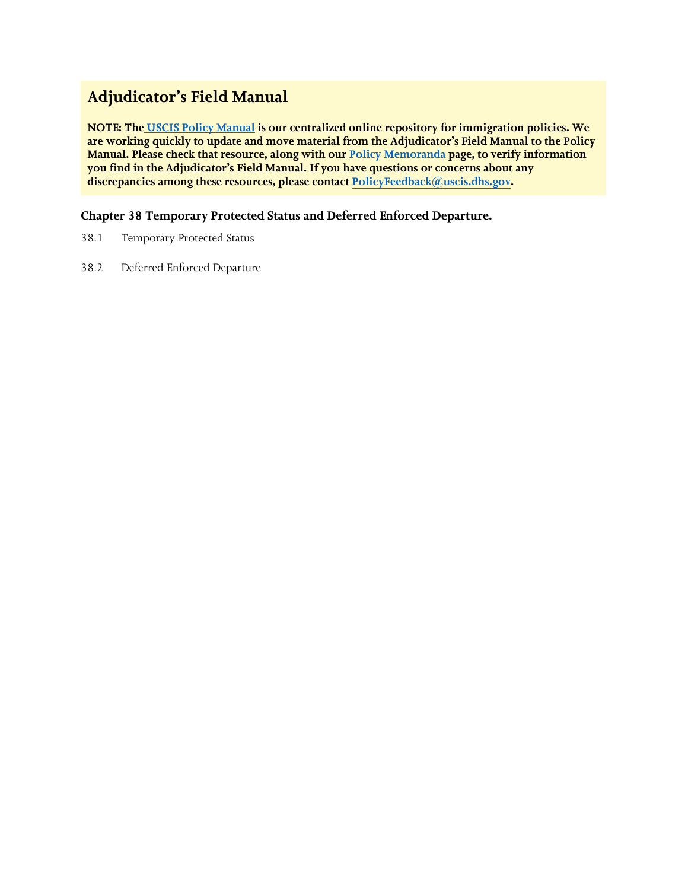# Adjudicator's Field Manual

**NOTE: The USCIS Policy Manual is our centralized online repository for immigration policies. We are working quickly to update and move material from the Adjudicator's Field Manual to the Policy Manual. Please check that resource, along with our Policy Memoranda page, to verify information you find in the Adjudicator's Field Manual. If you have questions or concerns about any discrepancies among these resources, please contact PolicyFeedback@uscis.dhs.gov.**

## Chapter 38 Temporary Protected Status and Deferred Enforced Departure.

38.1 Temporary Protected Status

38.2 Deferred Enforced Departure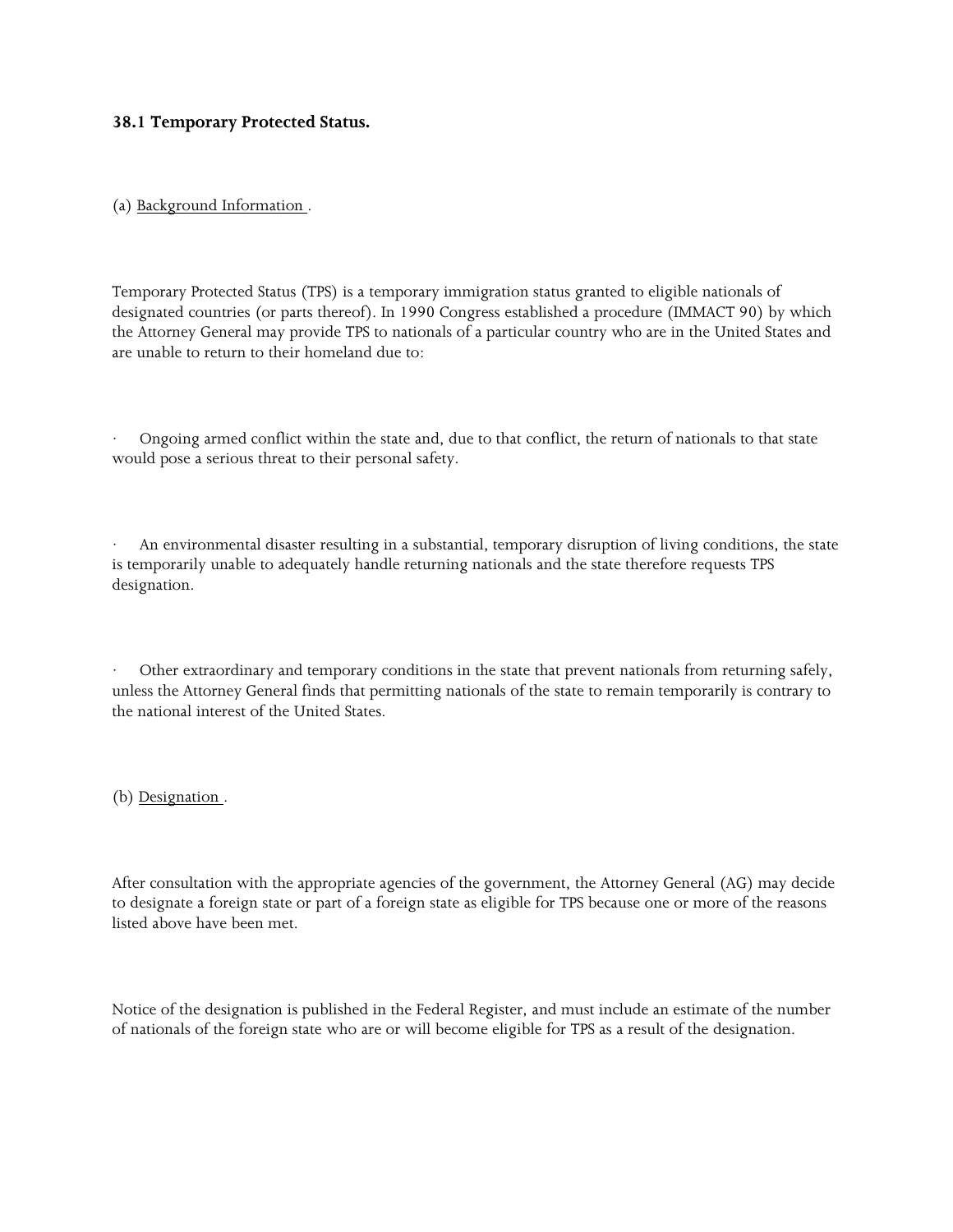### 38.1 Temporary Protected Status.

(a) Background Information .

Temporary Protected Status (TPS) is a temporary immigration status granted to eligible nationals of designated countries (or parts thereof). In 1990 Congress established a procedure (IMMACT 90) by which the Attorney General may provide TPS to nationals of a particular country who are in the United States and are unable to return to their homeland due to:

- Ongoing armed conflict within the state and, due to that conflict, the return of nationals to that state would pose a serious threat to their personal safety.

- An environmental disaster resulting in a substantial, temporary disruption of living conditions, the state is temporarily unable to adequately handle returning nationals and the state therefore requests TPS designation.

- Other extraordinary and temporary conditions in the state that prevent nationals from returning safely, unless the Attorney General finds that permitting nationals of the state to remain temporarily is contrary to the national interest of the United States.

(b) Designation .

After consultation with the appropriate agencies of the government, the Attorney General (AG) may decide to designate a foreign state or part of a foreign state as eligible for TPS because one or more of the reasons listed above have been met.

Notice of the designation is published in the Federal Register, and must include an estimate of the number of nationals of the foreign state who are or will become eligible for TPS as a result of the designation.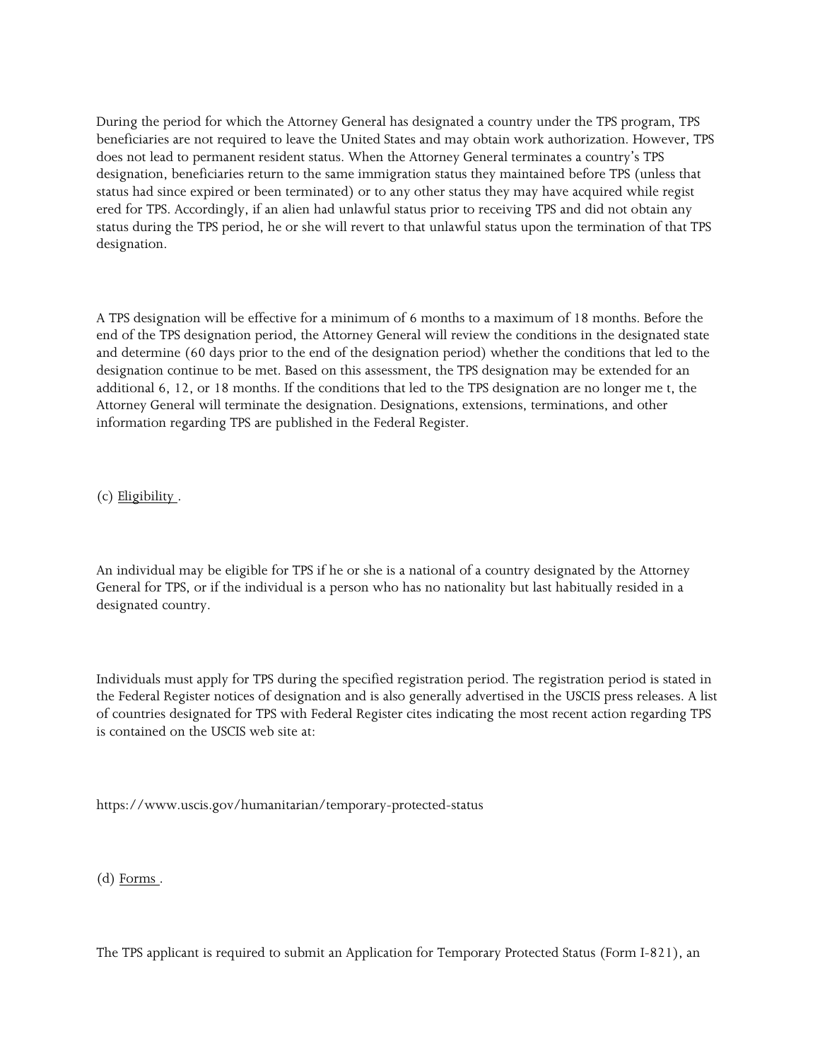During the period for which the Attorney General has designated a country under the TPS program, TPS beneficiaries are not required to leave the United States and may obtain work authorization. However, TPS does not lead to permanent resident status. When the Attorney General terminates a country's TPS designation, beneficiaries return to the same immigration status they maintained before TPS (unless that status had since expired or been terminated) or to any other status they may have acquired while registered for TPS. Accordingly, if an alien had unlawful status prior to receiving TPS and did not obtain any status during the TPS period, he or she will revert to that unlawful status upon the termination of that TPS designation.

A TPS designation will be effective for a minimum of 6 months to a maximum of 18 months. Before the end of the TPS designation period, the Attorney General will review the conditions in the designated state and determine (60 days prior to the end of the designation period) whether the conditions that led to the designation continue to be met. Based on this assessment, the TPS designation may be extended for an additional 6, 12, or 18 months. If the conditions that led to the TPS designation are no longer met, the Attorney General will terminate the designation. Designations, extensions, terminations, and other information regarding TPS are published in the Federal Register.

(c) Eligibility .

An individual may be eligible for TPS if he or she is a national of a country designated by the Attorney General for TPS, or if the individual is a person who has no nationality but last habitually resided in a designated country.

Individuals must apply for TPS during the specified registration period. The registration period is stated in the Federal Register notices of designation and is also generally advertised in the USCIS press releases. A list of countries designated for TPS with Federal Register cites indicating the most recent action regarding TPS is contained on the USCIS web site at:

https://www.uscis.gov/humanitarian/temporary-protected-status

(d) Forms .

The TPS applicant is required to submit an Application for Temporary Protected Status (Form I-821), an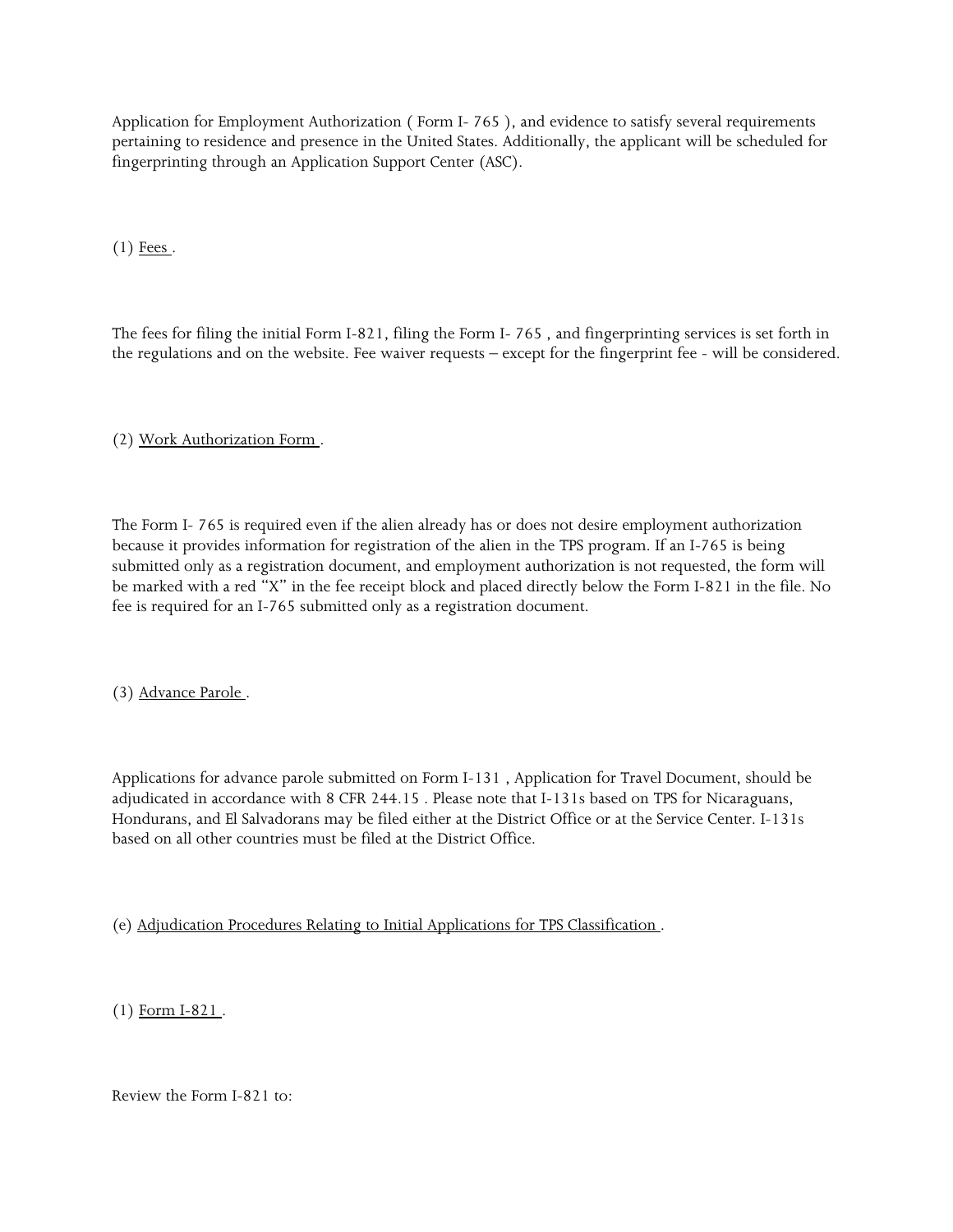Application for Employment Authorization ( Form I- 765 ), and evidence to satisfy several requirements pertaining to residence and presence in the United States. Additionally, the applicant will be scheduled for fingerprinting through an Application Support Center (ASC).

(1) Fees .

The fees for filing the initial Form I-821, filing the Form I- 765 , and fingerprinting services is set forth in the regulations and on the website. Fee waiver requests – except for the fingerprint fee - will be considered.

(2) Work Authorization Form .

The Form I- 765 is required even if the alien already has or does not desire employment authorization because it provides information for registration of the alien in the TPS program. If an I-765 is being submitted only as a registration document, and employment authorization is not requested, the form will be marked with a red "X" in the fee receipt block and placed directly below the Form I-821 in the file. No fee is required for an I-765 submitted only as a registration document.

(3) Advance Parole .

Applications for advance parole submitted on Form I-131 , Application for Travel Document, should be adjudicated in accordance with 8 CFR 244.15 . Please note that I-131s based on TPS for Nicaraguans, Hondurans, and El Salvadorans may be filed either at the District Office or at the Service Center. I-131s based on all other countries must be filed at the District Office.

(e) Adjudication Procedures Relating to Initial Applications for TPS Classification .

(1) Form I-821 .

Review the Form I-821 to: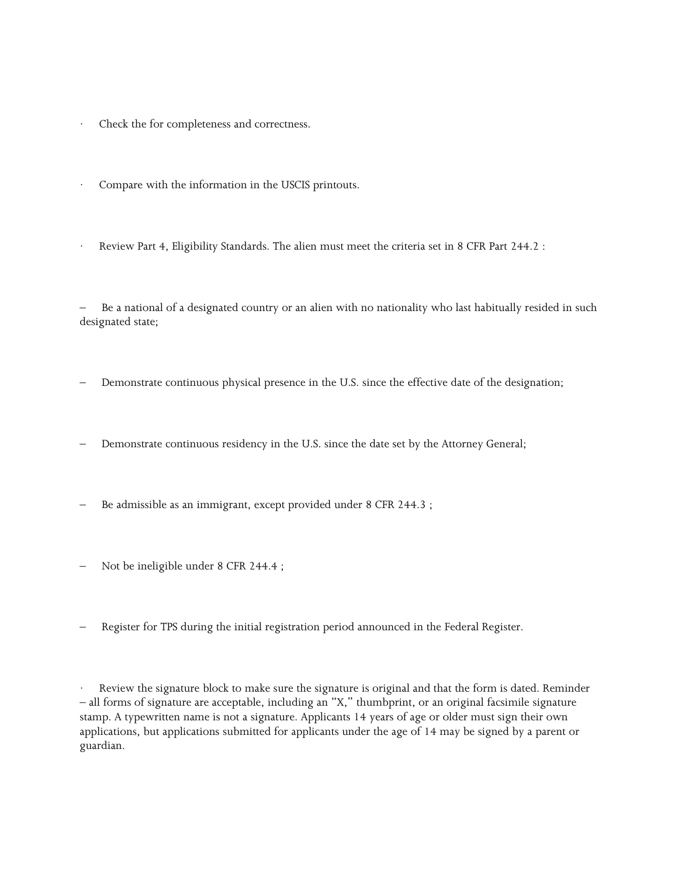- Check the for completeness and correctness.

- Compare with the information in the USCIS printouts.

- Review Part 4, Eligibility Standards. The alien must meet the criteria set in 8 CFR Part 244.2 :

  – Be a national of a designated country or an alien with no nationality who last habitually resided in such designated state;

  – Demonstrate continuous physical presence in the U.S. since the effective date of the designation;

  – Demonstrate continuous residency in the U.S. since the date set by the Attorney General;

  – Be admissible as an immigrant, except provided under 8 CFR 244.3 ;

  – Not be ineligible under 8 CFR 244.4 ;

  – Register for TPS during the initial registration period announced in the Federal Register.

- Review the signature block to make sure the signature is original and that the form is dated. Reminder – all forms of signature are acceptable, including an "X," thumbprint, or an original facsimile signature stamp. A typewritten name is not a signature. Applicants 14 years of age or older must sign their own applications, but applications submitted for applicants under the age of 14 may be signed by a parent or guardian.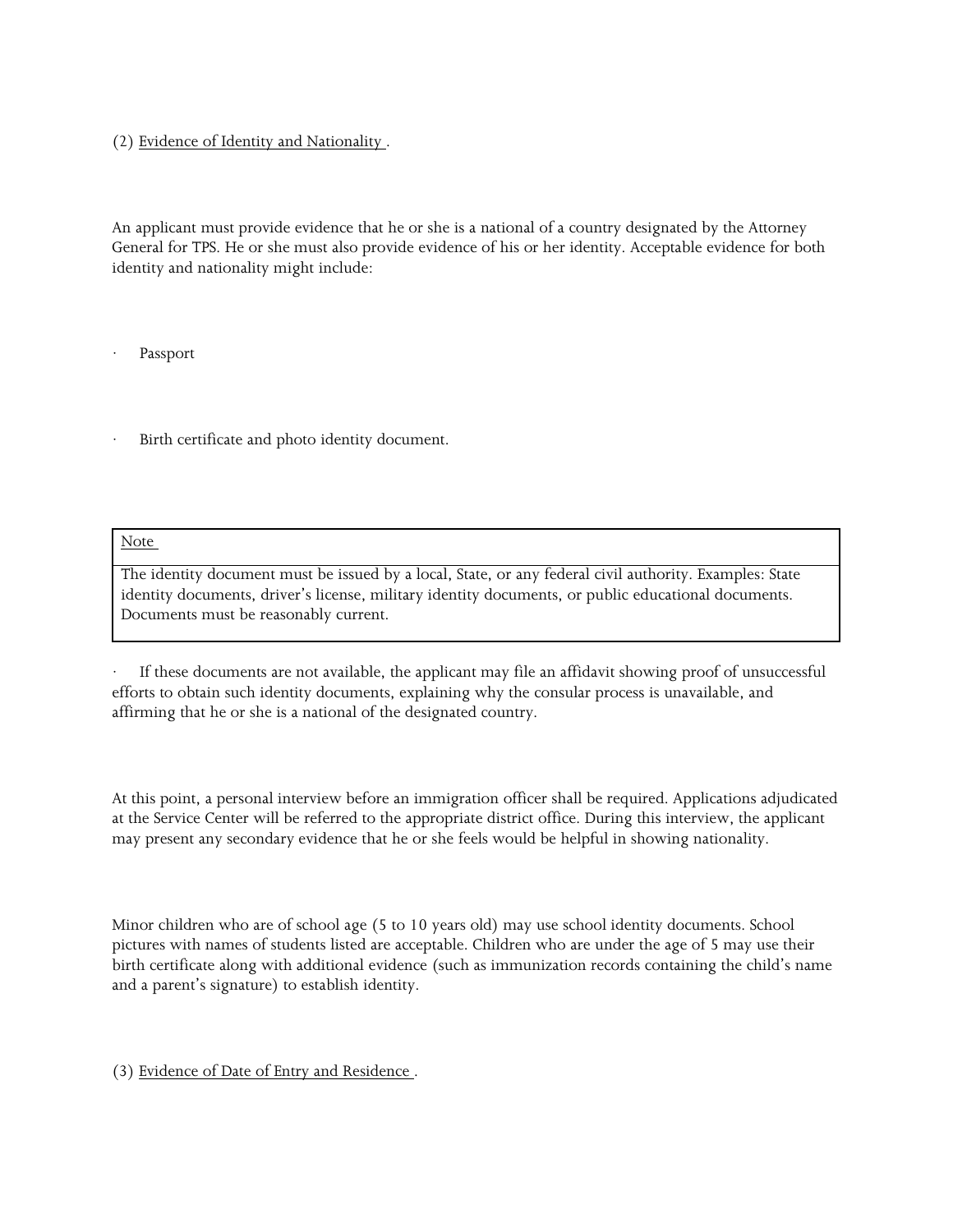(2) Evidence of Identity and Nationality .

An applicant must provide evidence that he or she is a national of a country designated by the Attorney General for TPS. He or she must also provide evidence of his or her identity. Acceptable evidence for both identity and nationality might include:

- Passport
- Birth certificate and photo identity document.

| Note |
| --- |
| The identity document must be issued by a local, State, or any federal civil authority. Examples: State identity documents, driver's license, military identity documents, or public educational documents. Documents must be reasonably current. |

- If these documents are not available, the applicant may file an affidavit showing proof of unsuccessful efforts to obtain such identity documents, explaining why the consular process is unavailable, and affirming that he or she is a national of the designated country.

At this point, a personal interview before an immigration officer shall be required. Applications adjudicated at the Service Center will be referred to the appropriate district office. During this interview, the applicant may present any secondary evidence that he or she feels would be helpful in showing nationality.

Minor children who are of school age (5 to 10 years old) may use school identity documents. School pictures with names of students listed are acceptable. Children who are under the age of 5 may use their birth certificate along with additional evidence (such as immunization records containing the child's name and a parent's signature) to establish identity.

(3) Evidence of Date of Entry and Residence .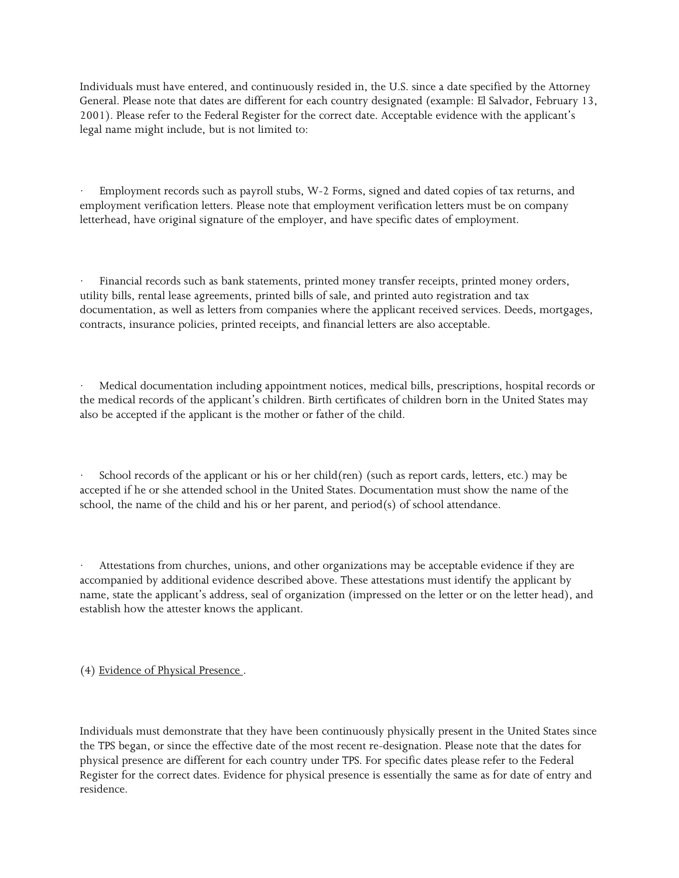Individuals must have entered, and continuously resided in, the U.S. since a date specified by the Attorney General. Please note that dates are different for each country designated (example: El Salvador, February 13, 2001). Please refer to the Federal Register for the correct date. Acceptable evidence with the applicant's legal name might include, but is not limited to:

- Employment records such as payroll stubs, W-2 Forms, signed and dated copies of tax returns, and employment verification letters. Please note that employment verification letters must be on company letterhead, have original signature of the employer, and have specific dates of employment.

- Financial records such as bank statements, printed money transfer receipts, printed money orders, utility bills, rental lease agreements, printed bills of sale, and printed auto registration and tax documentation, as well as letters from companies where the applicant received services. Deeds, mortgages, contracts, insurance policies, printed receipts, and financial letters are also acceptable.

- Medical documentation including appointment notices, medical bills, prescriptions, hospital records or the medical records of the applicant's children. Birth certificates of children born in the United States may also be accepted if the applicant is the mother or father of the child.

- School records of the applicant or his or her child(ren) (such as report cards, letters, etc.) may be accepted if he or she attended school in the United States. Documentation must show the name of the school, the name of the child and his or her parent, and period(s) of school attendance.

- Attestations from churches, unions, and other organizations may be acceptable evidence if they are accompanied by additional evidence described above. These attestations must identify the applicant by name, state the applicant's address, seal of organization (impressed on the letter or on the letter head), and establish how the attester knows the applicant.

(4) Evidence of Physical Presence .

Individuals must demonstrate that they have been continuously physically present in the United States since the TPS began, or since the effective date of the most recent re-designation. Please note that the dates for physical presence are different for each country under TPS. For specific dates please refer to the Federal Register for the correct dates. Evidence for physical presence is essentially the same as for date of entry and residence.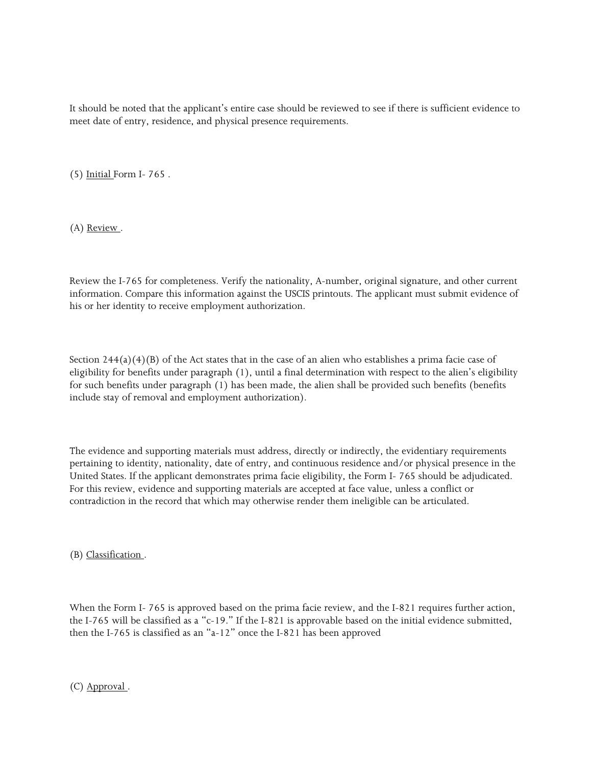It should be noted that the applicant's entire case should be reviewed to see if there is sufficient evidence to meet date of entry, residence, and physical presence requirements.

(5) Initial Form I- 765 .

(A) Review .

Review the I-765 for completeness. Verify the nationality, A-number, original signature, and other current information. Compare this information against the USCIS printouts. The applicant must submit evidence of his or her identity to receive employment authorization.

Section 244(a)(4)(B) of the Act states that in the case of an alien who establishes a prima facie case of eligibility for benefits under paragraph (1), until a final determination with respect to the alien's eligibility for such benefits under paragraph (1) has been made, the alien shall be provided such benefits (benefits include stay of removal and employment authorization).

The evidence and supporting materials must address, directly or indirectly, the evidentiary requirements pertaining to identity, nationality, date of entry, and continuous residence and/or physical presence in the United States. If the applicant demonstrates prima facie eligibility, the Form I- 765 should be adjudicated. For this review, evidence and supporting materials are accepted at face value, unless a conflict or contradiction in the record that which may otherwise render them ineligible can be articulated.

(B) Classification .

When the Form I- 765 is approved based on the prima facie review, and the I-821 requires further action, the I-765 will be classified as a "c-19." If the I-821 is approvable based on the initial evidence submitted, then the I-765 is classified as an "a-12" once the I-821 has been approved

(C) Approval .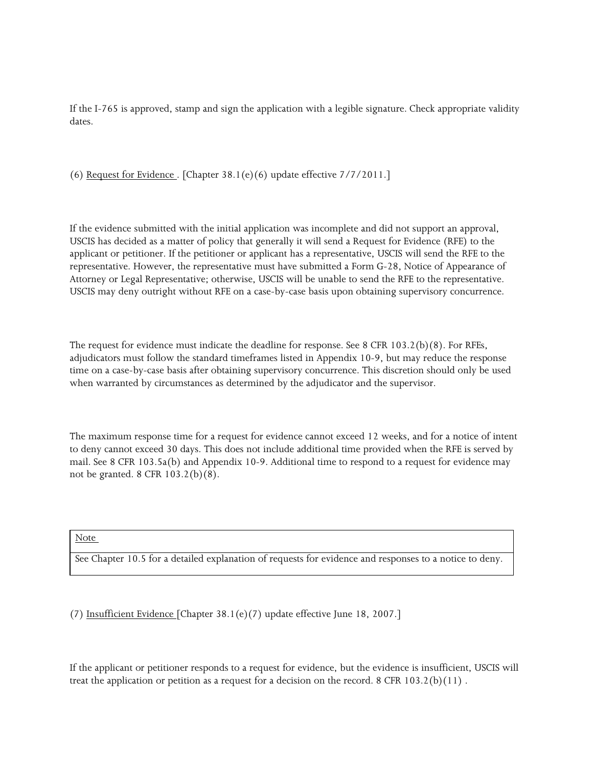If the I-765 is approved, stamp and sign the application with a legible signature. Check appropriate validity dates.

(6) Request for Evidence . [Chapter 38.1(e)(6) update effective 7/7/2011.]

If the evidence submitted with the initial application was incomplete and did not support an approval, USCIS has decided as a matter of policy that generally it will send a Request for Evidence (RFE) to the applicant or petitioner. If the petitioner or applicant has a representative, USCIS will send the RFE to the representative. However, the representative must have submitted a Form G-28, Notice of Appearance of Attorney or Legal Representative; otherwise, USCIS will be unable to send the RFE to the representative. USCIS may deny outright without RFE on a case-by-case basis upon obtaining supervisory concurrence.

The request for evidence must indicate the deadline for response. See 8 CFR 103.2(b)(8). For RFEs, adjudicators must follow the standard timeframes listed in Appendix 10-9, but may reduce the response time on a case-by-case basis after obtaining supervisory concurrence. This discretion should only be used when warranted by circumstances as determined by the adjudicator and the supervisor.

The maximum response time for a request for evidence cannot exceed 12 weeks, and for a notice of intent to deny cannot exceed 30 days. This does not include additional time provided when the RFE is served by mail. See 8 CFR 103.5a(b) and Appendix 10-9. Additional time to respond to a request for evidence may not be granted. 8 CFR 103.2(b)(8).

| Note |
| --- |
| See Chapter 10.5 for a detailed explanation of requests for evidence and responses to a notice to deny. |

(7) Insufficient Evidence [Chapter 38.1(e)(7) update effective June 18, 2007.]

If the applicant or petitioner responds to a request for evidence, but the evidence is insufficient, USCIS will treat the application or petition as a request for a decision on the record. 8 CFR 103.2(b)(11) .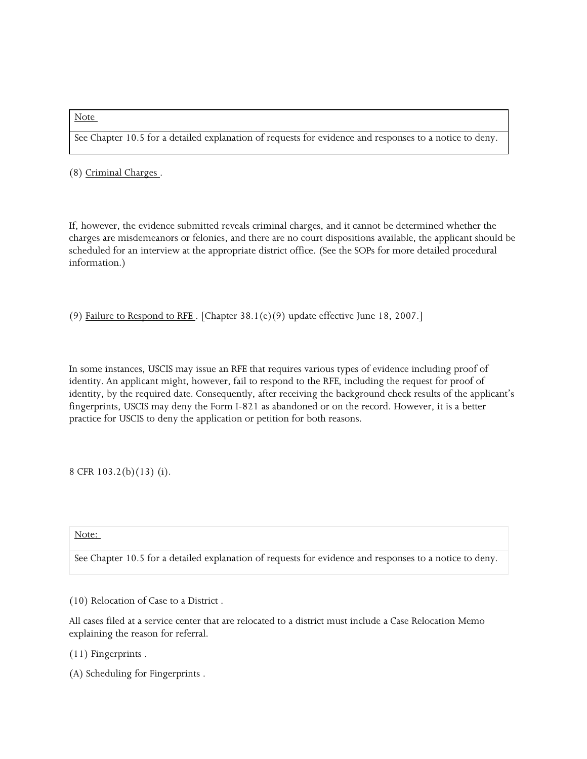| Note |
| --- |
| See Chapter 10.5 for a detailed explanation of requests for evidence and responses to a notice to deny. |

(8) Criminal Charges .

If, however, the evidence submitted reveals criminal charges, and it cannot be determined whether the charges are misdemeanors or felonies, and there are no court dispositions available, the applicant should be scheduled for an interview at the appropriate district office. (See the SOPs for more detailed procedural information.)

(9) Failure to Respond to RFE . [Chapter 38.1(e)(9) update effective June 18, 2007.]

In some instances, USCIS may issue an RFE that requires various types of evidence including proof of identity. An applicant might, however, fail to respond to the RFE, including the request for proof of identity, by the required date. Consequently, after receiving the background check results of the applicant's fingerprints, USCIS may deny the Form I-821 as abandoned or on the record. However, it is a better practice for USCIS to deny the application or petition for both reasons.

8 CFR 103.2(b)(13) (i).

| Note: |
| --- |
| See Chapter 10.5 for a detailed explanation of requests for evidence and responses to a notice to deny. |

(10) Relocation of Case to a District .

All cases filed at a service center that are relocated to a district must include a Case Relocation Memo explaining the reason for referral.

(11) Fingerprints .

(A) Scheduling for Fingerprints .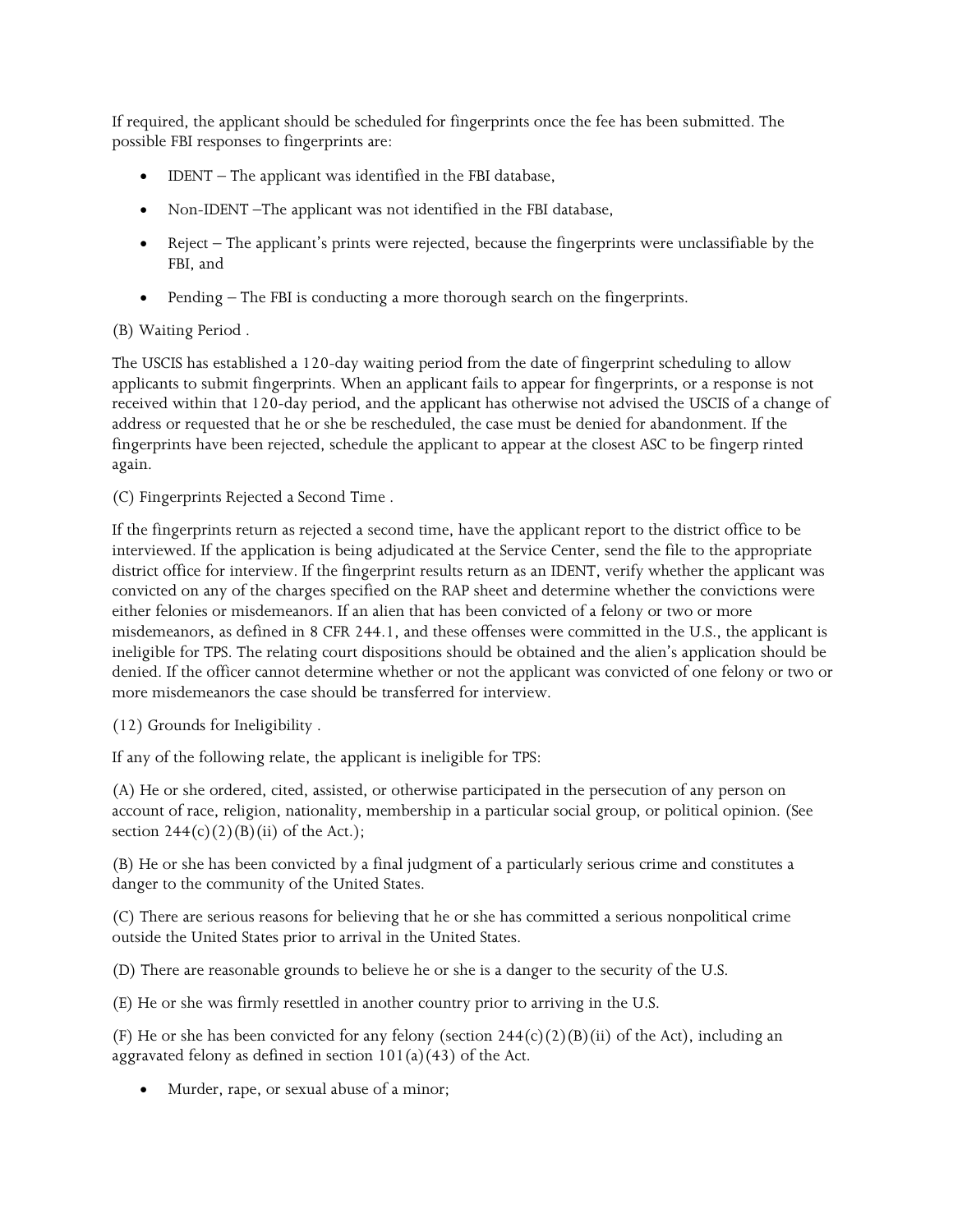If required, the applicant should be scheduled for fingerprints once the fee has been submitted. The possible FBI responses to fingerprints are:

- IDENT – The applicant was identified in the FBI database,
- Non-IDENT –The applicant was not identified in the FBI database,
- Reject – The applicant's prints were rejected, because the fingerprints were unclassifiable by the FBI, and
- Pending – The FBI is conducting a more thorough search on the fingerprints.

(B) Waiting Period .

The USCIS has established a 120-day waiting period from the date of fingerprint scheduling to allow applicants to submit fingerprints. When an applicant fails to appear for fingerprints, or a response is not received within that 120-day period, and the applicant has otherwise not advised the USCIS of a change of address or requested that he or she be rescheduled, the case must be denied for abandonment. If the fingerprints have been rejected, schedule the applicant to appear at the closest ASC to be fingerp rinted again.

(C) Fingerprints Rejected a Second Time .

If the fingerprints return as rejected a second time, have the applicant report to the district office to be interviewed. If the application is being adjudicated at the Service Center, send the file to the appropriate district office for interview. If the fingerprint results return as an IDENT, verify whether the applicant was convicted on any of the charges specified on the RAP sheet and determine whether the convictions were either felonies or misdemeanors. If an alien that has been convicted of a felony or two or more misdemeanors, as defined in 8 CFR 244.1, and these offenses were committed in the U.S., the applicant is ineligible for TPS. The relating court dispositions should be obtained and the alien's application should be denied. If the officer cannot determine whether or not the applicant was convicted of one felony or two or more misdemeanors the case should be transferred for interview.

(12) Grounds for Ineligibility .

If any of the following relate, the applicant is ineligible for TPS:

(A) He or she ordered, cited, assisted, or otherwise participated in the persecution of any person on account of race, religion, nationality, membership in a particular social group, or political opinion. (See section 244(c)(2)(B)(ii) of the Act.);

(B) He or she has been convicted by a final judgment of a particularly serious crime and constitutes a danger to the community of the United States.

(C) There are serious reasons for believing that he or she has committed a serious nonpolitical crime outside the United States prior to arrival in the United States.

(D) There are reasonable grounds to believe he or she is a danger to the security of the U.S.

(E) He or she was firmly resettled in another country prior to arriving in the U.S.

(F) He or she has been convicted for any felony (section 244(c)(2)(B)(ii) of the Act), including an aggravated felony as defined in section 101(a)(43) of the Act.

- Murder, rape, or sexual abuse of a minor;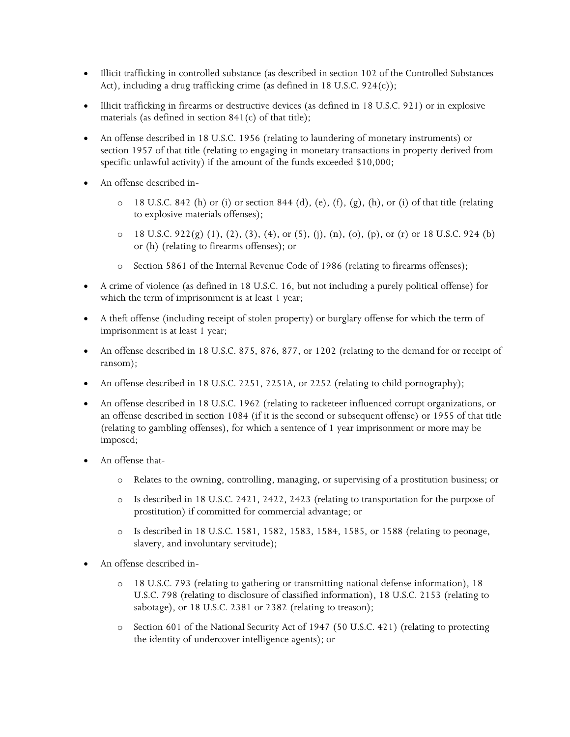- Illicit trafficking in controlled substance (as described in section 102 of the Controlled Substances Act), including a drug trafficking crime (as defined in 18 U.S.C. 924(c));

- Illicit trafficking in firearms or destructive devices (as defined in 18 U.S.C. 921) or in explosive materials (as defined in section 841(c) of that title);

- An offense described in 18 U.S.C. 1956 (relating to laundering of monetary instruments) or section 1957 of that title (relating to engaging in monetary transactions in property derived from specific unlawful activity) if the amount of the funds exceeded $10,000;

- An offense described in-
  - 18 U.S.C. 842 (h) or (i) or section 844 (d), (e), (f), (g), (h), or (i) of that title (relating to explosive materials offenses);
  - 18 U.S.C. 922(g) (1), (2), (3), (4), or (5), (j), (n), (o), (p), or (r) or 18 U.S.C. 924 (b) or (h) (relating to firearms offenses); or
  - Section 5861 of the Internal Revenue Code of 1986 (relating to firearms offenses);

- A crime of violence (as defined in 18 U.S.C. 16, but not including a purely political offense) for which the term of imprisonment is at least 1 year;

- A theft offense (including receipt of stolen property) or burglary offense for which the term of imprisonment is at least 1 year;

- An offense described in 18 U.S.C. 875, 876, 877, or 1202 (relating to the demand for or receipt of ransom);

- An offense described in 18 U.S.C. 2251, 2251A, or 2252 (relating to child pornography);

- An offense described in 18 U.S.C. 1962 (relating to racketeer influenced corrupt organizations, or an offense described in section 1084 (if it is the second or subsequent offense) or 1955 of that title (relating to gambling offenses), for which a sentence of 1 year imprisonment or more may be imposed;

- An offense that-
  - Relates to the owning, controlling, managing, or supervising of a prostitution business; or
  - Is described in 18 U.S.C. 2421, 2422, 2423 (relating to transportation for the purpose of prostitution) if committed for commercial advantage; or
  - Is described in 18 U.S.C. 1581, 1582, 1583, 1584, 1585, or 1588 (relating to peonage, slavery, and involuntary servitude);

- An offense described in-
  - 18 U.S.C. 793 (relating to gathering or transmitting national defense information), 18 U.S.C. 798 (relating to disclosure of classified information), 18 U.S.C. 2153 (relating to sabotage), or 18 U.S.C. 2381 or 2382 (relating to treason);
  - Section 601 of the National Security Act of 1947 (50 U.S.C. 421) (relating to protecting the identity of undercover intelligence agents); or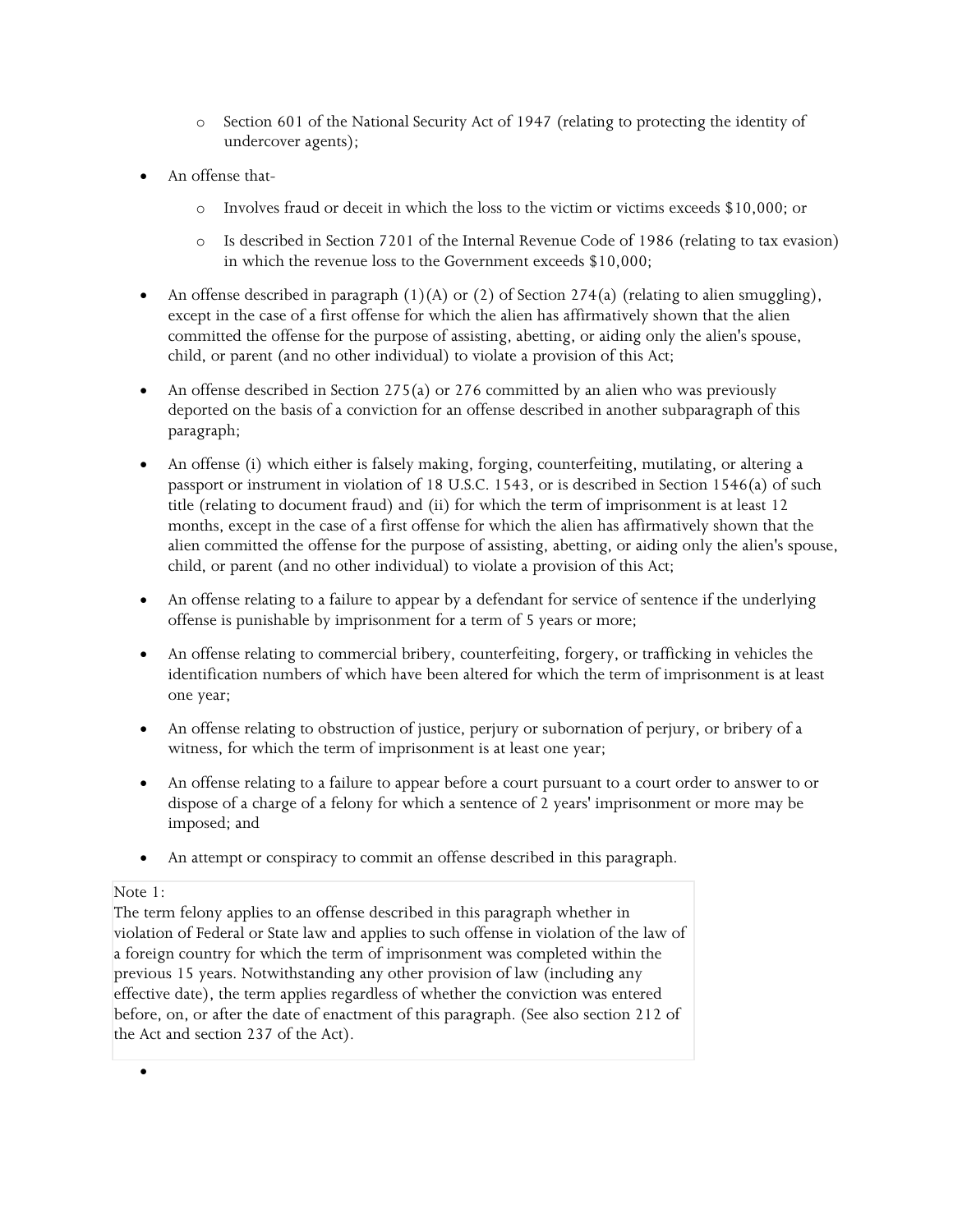- Section 601 of the National Security Act of 1947 (relating to protecting the identity of undercover agents);

- An offense that-
  - Involves fraud or deceit in which the loss to the victim or victims exceeds $10,000; or
  - Is described in Section 7201 of the Internal Revenue Code of 1986 (relating to tax evasion) in which the revenue loss to the Government exceeds $10,000;

- An offense described in paragraph (1)(A) or (2) of Section 274(a) (relating to alien smuggling), except in the case of a first offense for which the alien has affirmatively shown that the alien committed the offense for the purpose of assisting, abetting, or aiding only the alien's spouse, child, or parent (and no other individual) to violate a provision of this Act;

- An offense described in Section 275(a) or 276 committed by an alien who was previously deported on the basis of a conviction for an offense described in another subparagraph of this paragraph;

- An offense (i) which either is falsely making, forging, counterfeiting, mutilating, or altering a passport or instrument in violation of 18 U.S.C. 1543, or is described in Section 1546(a) of such title (relating to document fraud) and (ii) for which the term of imprisonment is at least 12 months, except in the case of a first offense for which the alien has affirmatively shown that the alien committed the offense for the purpose of assisting, abetting, or aiding only the alien's spouse, child, or parent (and no other individual) to violate a provision of this Act;

- An offense relating to a failure to appear by a defendant for service of sentence if the underlying offense is punishable by imprisonment for a term of 5 years or more;

- An offense relating to commercial bribery, counterfeiting, forgery, or trafficking in vehicles the identification numbers of which have been altered for which the term of imprisonment is at least one year;

- An offense relating to obstruction of justice, perjury or subornation of perjury, or bribery of a witness, for which the term of imprisonment is at least one year;

- An offense relating to a failure to appear before a court pursuant to a court order to answer to or dispose of a charge of a felony for which a sentence of 2 years' imprisonment or more may be imposed; and

- An attempt or conspiracy to commit an offense described in this paragraph.

Note 1:
The term felony applies to an offense described in this paragraph whether in violation of Federal or State law and applies to such offense in violation of the law of a foreign country for which the term of imprisonment was completed within the previous 15 years. Notwithstanding any other provision of law (including any effective date), the term applies regardless of whether the conviction was entered before, on, or after the date of enactment of this paragraph. (See also section 212 of the Act and section 237 of the Act).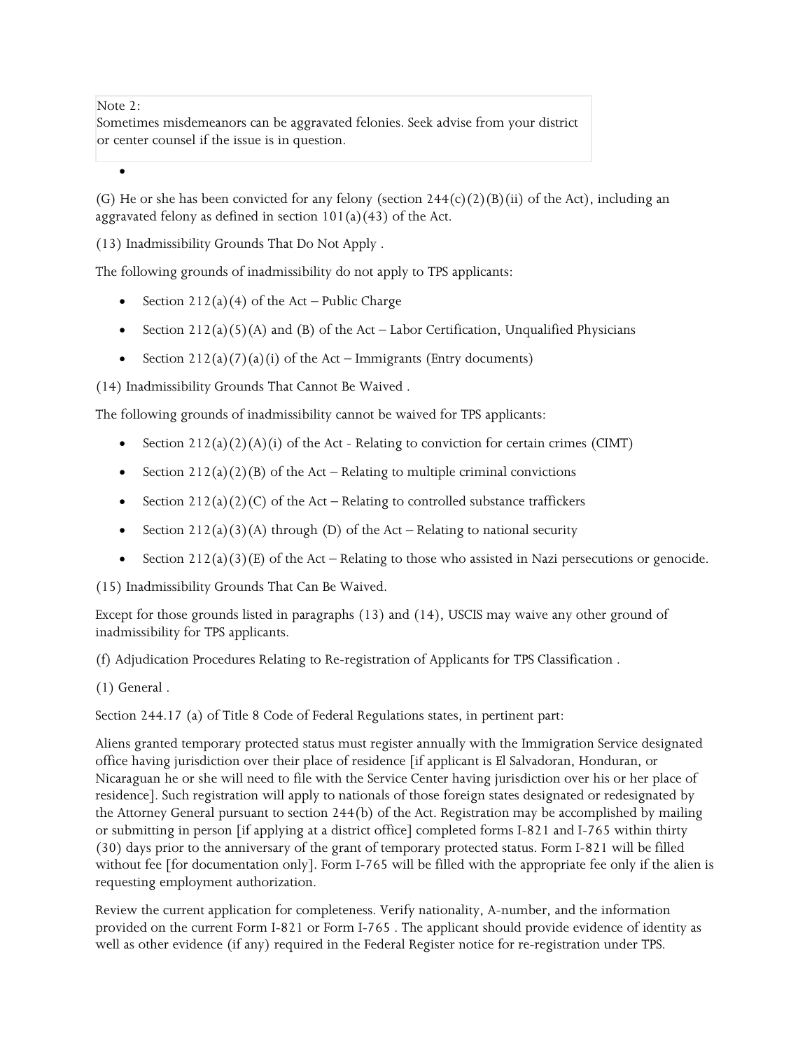> Note 2:
> Sometimes misdemeanors can be aggravated felonies. Seek advise from your district or center counsel if the issue is in question.

(G) He or she has been convicted for any felony (section 244(c)(2)(B)(ii) of the Act), including an aggravated felony as defined in section 101(a)(43) of the Act.

(13) Inadmissibility Grounds That Do Not Apply .

The following grounds of inadmissibility do not apply to TPS applicants:

- Section 212(a)(4) of the Act – Public Charge
- Section 212(a)(5)(A) and (B) of the Act – Labor Certification, Unqualified Physicians
- Section 212(a)(7)(a)(i) of the Act – Immigrants (Entry documents)

(14) Inadmissibility Grounds That Cannot Be Waived .

The following grounds of inadmissibility cannot be waived for TPS applicants:

- Section 212(a)(2)(A)(i) of the Act - Relating to conviction for certain crimes (CIMT)
- Section 212(a)(2)(B) of the Act – Relating to multiple criminal convictions
- Section 212(a)(2)(C) of the Act – Relating to controlled substance traffickers
- Section 212(a)(3)(A) through (D) of the Act – Relating to national security
- Section 212(a)(3)(E) of the Act – Relating to those who assisted in Nazi persecutions or genocide.

(15) Inadmissibility Grounds That Can Be Waived.

Except for those grounds listed in paragraphs (13) and (14), USCIS may waive any other ground of inadmissibility for TPS applicants.

(f) Adjudication Procedures Relating to Re-registration of Applicants for TPS Classification .

(1) General .

Section 244.17 (a) of Title 8 Code of Federal Regulations states, in pertinent part:

Aliens granted temporary protected status must register annually with the Immigration Service designated office having jurisdiction over their place of residence [if applicant is El Salvadoran, Honduran, or Nicaraguan he or she will need to file with the Service Center having jurisdiction over his or her place of residence]. Such registration will apply to nationals of those foreign states designated or redesignated by the Attorney General pursuant to section 244(b) of the Act. Registration may be accomplished by mailing or submitting in person [if applying at a district office] completed forms I-821 and I-765 within thirty (30) days prior to the anniversary of the grant of temporary protected status. Form I-821 will be filled without fee [for documentation only]. Form I-765 will be filled with the appropriate fee only if the alien is requesting employment authorization.

Review the current application for completeness. Verify nationality, A-number, and the information provided on the current Form I-821 or Form I-765 . The applicant should provide evidence of identity as well as other evidence (if any) required in the Federal Register notice for re-registration under TPS.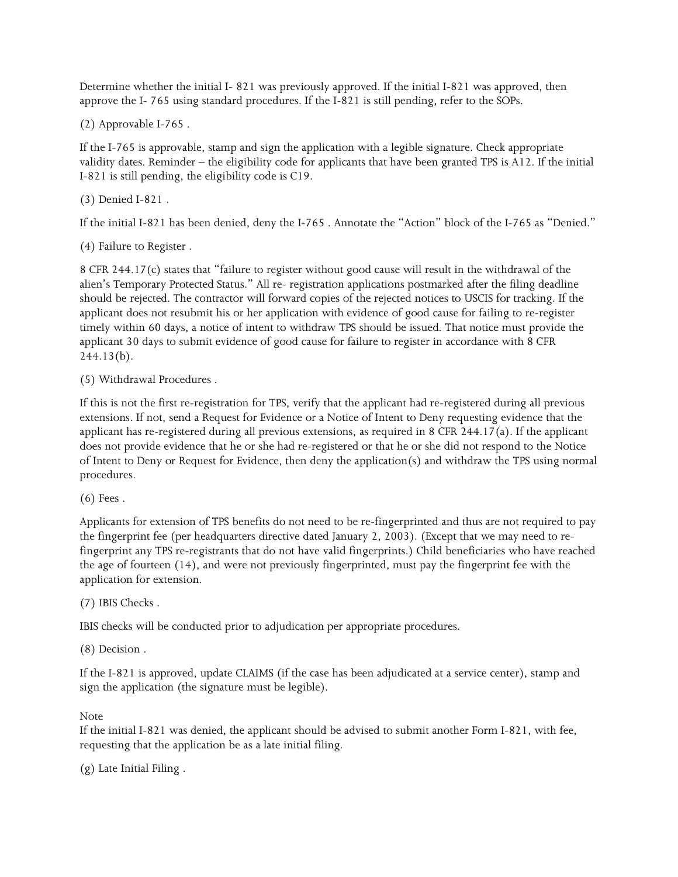Determine whether the initial I- 821 was previously approved. If the initial I-821 was approved, then approve the I- 765 using standard procedures. If the I-821 is still pending, refer to the SOPs.

(2) Approvable I-765 .

If the I-765 is approvable, stamp and sign the application with a legible signature. Check appropriate validity dates. Reminder – the eligibility code for applicants that have been granted TPS is A12. If the initial I-821 is still pending, the eligibility code is C19.

(3) Denied I-821 .

If the initial I-821 has been denied, deny the I-765 . Annotate the "Action" block of the I-765 as "Denied."

(4) Failure to Register .

8 CFR 244.17(c) states that "failure to register without good cause will result in the withdrawal of the alien's Temporary Protected Status." All re- registration applications postmarked after the filing deadline should be rejected. The contractor will forward copies of the rejected notices to USCIS for tracking. If the applicant does not resubmit his or her application with evidence of good cause for failing to re-register timely within 60 days, a notice of intent to withdraw TPS should be issued. That notice must provide the applicant 30 days to submit evidence of good cause for failure to register in accordance with 8 CFR 244.13(b).

(5) Withdrawal Procedures .

If this is not the first re-registration for TPS, verify that the applicant had re-registered during all previous extensions. If not, send a Request for Evidence or a Notice of Intent to Deny requesting evidence that the applicant has re-registered during all previous extensions, as required in 8 CFR 244.17(a). If the applicant does not provide evidence that he or she had re-registered or that he or she did not respond to the Notice of Intent to Deny or Request for Evidence, then deny the application(s) and withdraw the TPS using normal procedures.

(6) Fees .

Applicants for extension of TPS benefits do not need to be re-fingerprinted and thus are not required to pay the fingerprint fee (per headquarters directive dated January 2, 2003). (Except that we may need to re-fingerprint any TPS re-registrants that do not have valid fingerprints.) Child beneficiaries who have reached the age of fourteen (14), and were not previously fingerprinted, must pay the fingerprint fee with the application for extension.

(7) IBIS Checks .

IBIS checks will be conducted prior to adjudication per appropriate procedures.

(8) Decision .

If the I-821 is approved, update CLAIMS (if the case has been adjudicated at a service center), stamp and sign the application (the signature must be legible).

Note

If the initial I-821 was denied, the applicant should be advised to submit another Form I-821, with fee, requesting that the application be as a late initial filing.

(g) Late Initial Filing .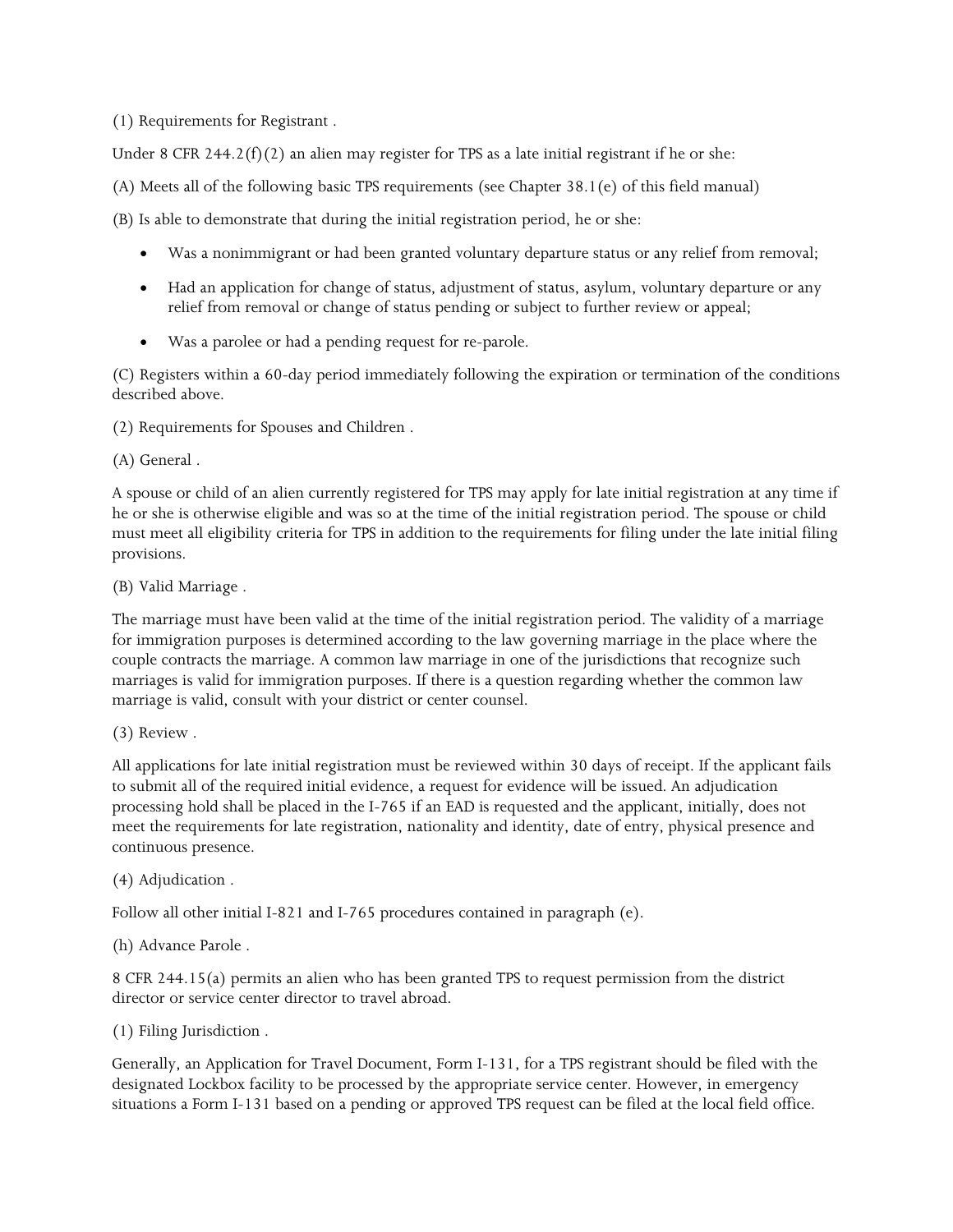(1) Requirements for Registrant .

Under 8 CFR 244.2(f)(2) an alien may register for TPS as a late initial registrant if he or she:

(A) Meets all of the following basic TPS requirements (see Chapter 38.1(e) of this field manual)

(B) Is able to demonstrate that during the initial registration period, he or she:

- Was a nonimmigrant or had been granted voluntary departure status or any relief from removal;
- Had an application for change of status, adjustment of status, asylum, voluntary departure or any relief from removal or change of status pending or subject to further review or appeal;
- Was a parolee or had a pending request for re-parole.

(C) Registers within a 60-day period immediately following the expiration or termination of the conditions described above.

(2) Requirements for Spouses and Children .

(A) General .

A spouse or child of an alien currently registered for TPS may apply for late initial registration at any time if he or she is otherwise eligible and was so at the time of the initial registration period. The spouse or child must meet all eligibility criteria for TPS in addition to the requirements for filing under the late initial filing provisions.

(B) Valid Marriage .

The marriage must have been valid at the time of the initial registration period. The validity of a marriage for immigration purposes is determined according to the law governing marriage in the place where the couple contracts the marriage. A common law marriage in one of the jurisdictions that recognize such marriages is valid for immigration purposes. If there is a question regarding whether the common law marriage is valid, consult with your district or center counsel.

(3) Review .

All applications for late initial registration must be reviewed within 30 days of receipt. If the applicant fails to submit all of the required initial evidence, a request for evidence will be issued. An adjudication processing hold shall be placed in the I-765 if an EAD is requested and the applicant, initially, does not meet the requirements for late registration, nationality and identity, date of entry, physical presence and continuous presence.

(4) Adjudication .

Follow all other initial I-821 and I-765 procedures contained in paragraph (e).

(h) Advance Parole .

8 CFR 244.15(a) permits an alien who has been granted TPS to request permission from the district director or service center director to travel abroad.

(1) Filing Jurisdiction .

Generally, an Application for Travel Document, Form I-131, for a TPS registrant should be filed with the designated Lockbox facility to be processed by the appropriate service center. However, in emergency situations a Form I-131 based on a pending or approved TPS request can be filed at the local field office.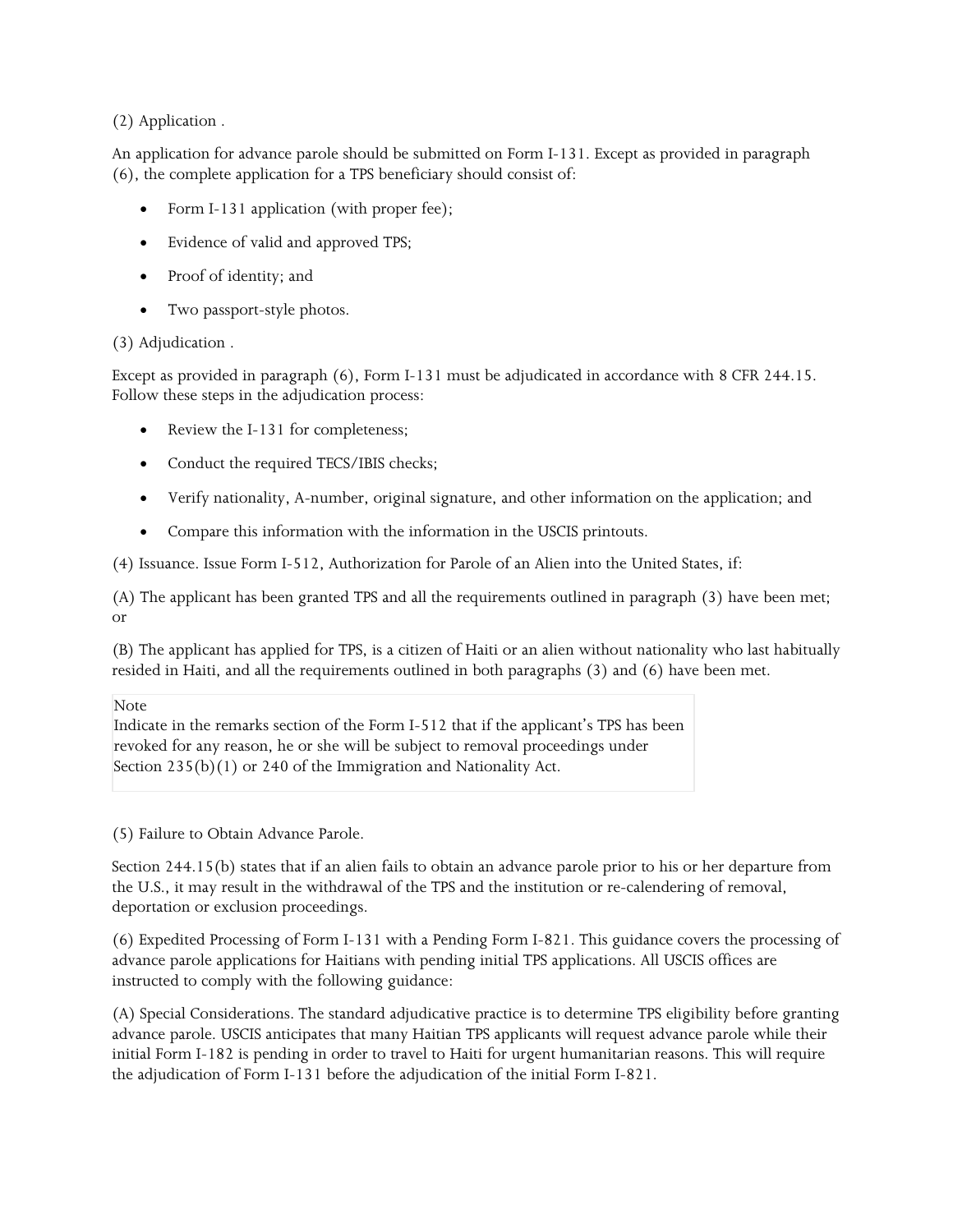(2) Application .

An application for advance parole should be submitted on Form I-131. Except as provided in paragraph (6), the complete application for a TPS beneficiary should consist of:

- Form I-131 application (with proper fee);
- Evidence of valid and approved TPS;
- Proof of identity; and
- Two passport-style photos.

(3) Adjudication .

Except as provided in paragraph (6), Form I-131 must be adjudicated in accordance with 8 CFR 244.15. Follow these steps in the adjudication process:

- Review the I-131 for completeness;
- Conduct the required TECS/IBIS checks;
- Verify nationality, A-number, original signature, and other information on the application; and
- Compare this information with the information in the USCIS printouts.

(4) Issuance. Issue Form I-512, Authorization for Parole of an Alien into the United States, if:

(A) The applicant has been granted TPS and all the requirements outlined in paragraph (3) have been met; or

(B) The applicant has applied for TPS, is a citizen of Haiti or an alien without nationality who last habitually resided in Haiti, and all the requirements outlined in both paragraphs (3) and (6) have been met.

> Note
> Indicate in the remarks section of the Form I-512 that if the applicant's TPS has been revoked for any reason, he or she will be subject to removal proceedings under Section 235(b)(1) or 240 of the Immigration and Nationality Act.

(5) Failure to Obtain Advance Parole.

Section 244.15(b) states that if an alien fails to obtain an advance parole prior to his or her departure from the U.S., it may result in the withdrawal of the TPS and the institution or re-calendering of removal, deportation or exclusion proceedings.

(6) Expedited Processing of Form I-131 with a Pending Form I-821. This guidance covers the processing of advance parole applications for Haitians with pending initial TPS applications. All USCIS offices are instructed to comply with the following guidance:

(A) Special Considerations. The standard adjudicative practice is to determine TPS eligibility before granting advance parole. USCIS anticipates that many Haitian TPS applicants will request advance parole while their initial Form I-182 is pending in order to travel to Haiti for urgent humanitarian reasons. This will require the adjudication of Form I-131 before the adjudication of the initial Form I-821.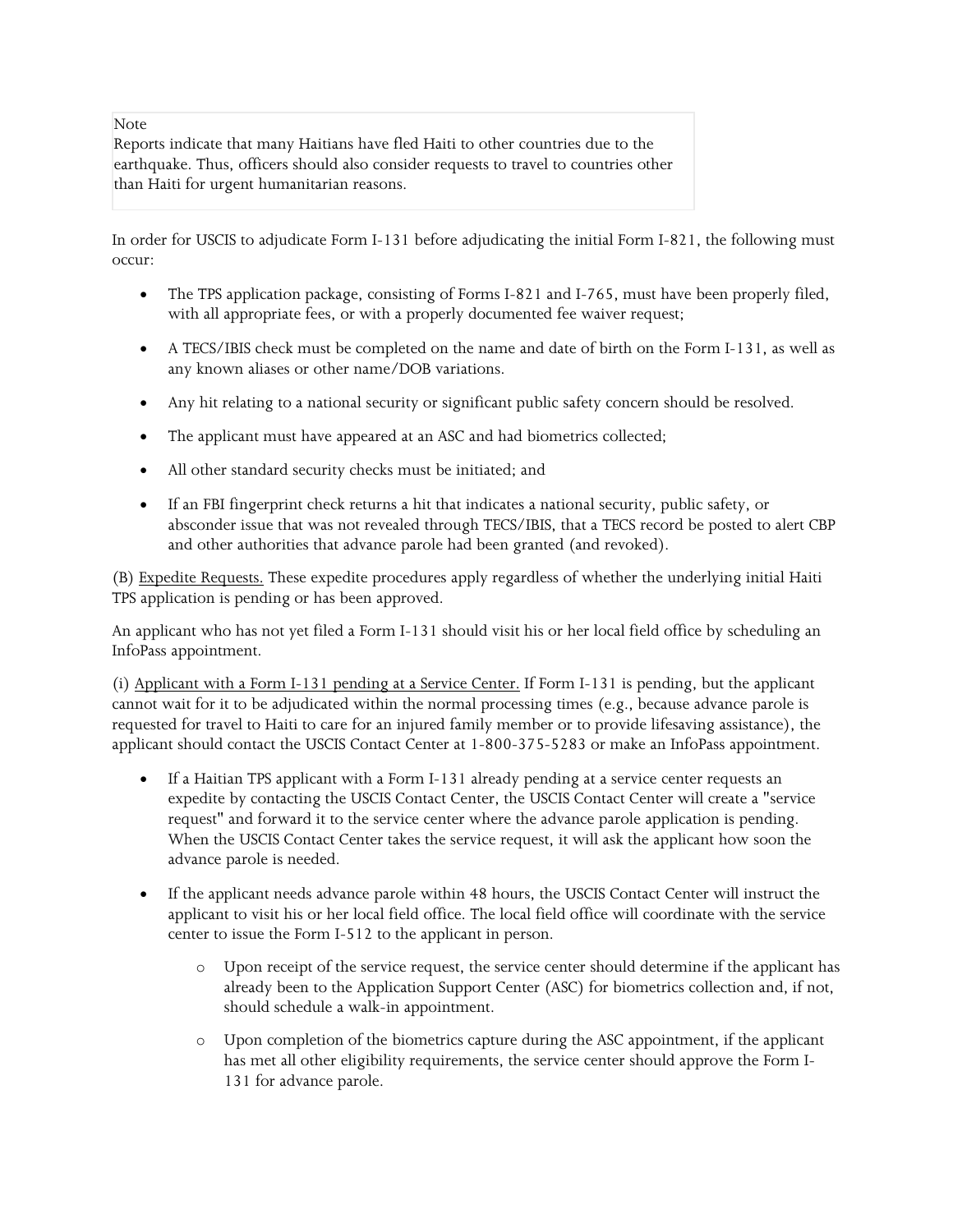> Note
> Reports indicate that many Haitians have fled Haiti to other countries due to the earthquake. Thus, officers should also consider requests to travel to countries other than Haiti for urgent humanitarian reasons.

In order for USCIS to adjudicate Form I-131 before adjudicating the initial Form I-821, the following must occur:

- The TPS application package, consisting of Forms I-821 and I-765, must have been properly filed, with all appropriate fees, or with a properly documented fee waiver request;
- A TECS/IBIS check must be completed on the name and date of birth on the Form I-131, as well as any known aliases or other name/DOB variations.
- Any hit relating to a national security or significant public safety concern should be resolved.
- The applicant must have appeared at an ASC and had biometrics collected;
- All other standard security checks must be initiated; and
- If an FBI fingerprint check returns a hit that indicates a national security, public safety, or absconder issue that was not revealed through TECS/IBIS, that a TECS record be posted to alert CBP and other authorities that advance parole had been granted (and revoked).

(B) <u>Expedite Requests.</u> These expedite procedures apply regardless of whether the underlying initial Haiti TPS application is pending or has been approved.

An applicant who has not yet filed a Form I-131 should visit his or her local field office by scheduling an InfoPass appointment.

(i) <u>Applicant with a Form I-131 pending at a Service Center.</u> If Form I-131 is pending, but the applicant cannot wait for it to be adjudicated within the normal processing times (e.g., because advance parole is requested for travel to Haiti to care for an injured family member or to provide lifesaving assistance), the applicant should contact the USCIS Contact Center at 1-800-375-5283 or make an InfoPass appointment.

- If a Haitian TPS applicant with a Form I-131 already pending at a service center requests an expedite by contacting the USCIS Contact Center, the USCIS Contact Center will create a "service request" and forward it to the service center where the advance parole application is pending. When the USCIS Contact Center takes the service request, it will ask the applicant how soon the advance parole is needed.
- If the applicant needs advance parole within 48 hours, the USCIS Contact Center will instruct the applicant to visit his or her local field office. The local field office will coordinate with the service center to issue the Form I-512 to the applicant in person.
    - Upon receipt of the service request, the service center should determine if the applicant has already been to the Application Support Center (ASC) for biometrics collection and, if not, should schedule a walk-in appointment.
    - Upon completion of the biometrics capture during the ASC appointment, if the applicant has met all other eligibility requirements, the service center should approve the Form I-131 for advance parole.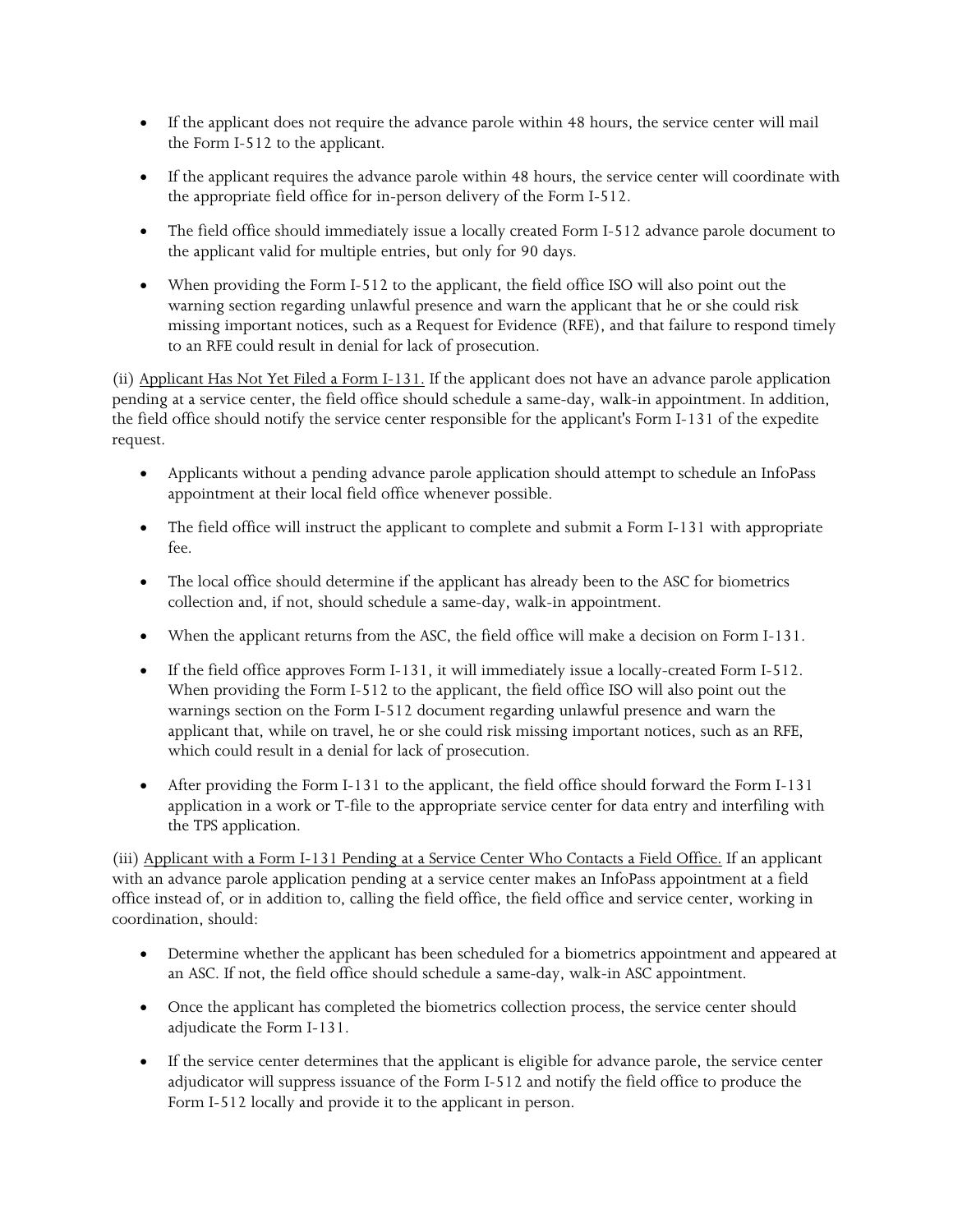- If the applicant does not require the advance parole within 48 hours, the service center will mail the Form I-512 to the applicant.

- If the applicant requires the advance parole within 48 hours, the service center will coordinate with the appropriate field office for in-person delivery of the Form I-512.

- The field office should immediately issue a locally created Form I-512 advance parole document to the applicant valid for multiple entries, but only for 90 days.

- When providing the Form I-512 to the applicant, the field office ISO will also point out the warning section regarding unlawful presence and warn the applicant that he or she could risk missing important notices, such as a Request for Evidence (RFE), and that failure to respond timely to an RFE could result in denial for lack of prosecution.

(ii) Applicant Has Not Yet Filed a Form I-131. If the applicant does not have an advance parole application pending at a service center, the field office should schedule a same-day, walk-in appointment. In addition, the field office should notify the service center responsible for the applicant's Form I-131 of the expedite request.

- Applicants without a pending advance parole application should attempt to schedule an InfoPass appointment at their local field office whenever possible.

- The field office will instruct the applicant to complete and submit a Form I-131 with appropriate fee.

- The local office should determine if the applicant has already been to the ASC for biometrics collection and, if not, should schedule a same-day, walk-in appointment.

- When the applicant returns from the ASC, the field office will make a decision on Form I-131.

- If the field office approves Form I-131, it will immediately issue a locally-created Form I-512. When providing the Form I-512 to the applicant, the field office ISO will also point out the warnings section on the Form I-512 document regarding unlawful presence and warn the applicant that, while on travel, he or she could risk missing important notices, such as an RFE, which could result in a denial for lack of prosecution.

- After providing the Form I-131 to the applicant, the field office should forward the Form I-131 application in a work or T-file to the appropriate service center for data entry and interfiling with the TPS application.

(iii) Applicant with a Form I-131 Pending at a Service Center Who Contacts a Field Office. If an applicant with an advance parole application pending at a service center makes an InfoPass appointment at a field office instead of, or in addition to, calling the field office, the field office and service center, working in coordination, should:

- Determine whether the applicant has been scheduled for a biometrics appointment and appeared at an ASC. If not, the field office should schedule a same-day, walk-in ASC appointment.

- Once the applicant has completed the biometrics collection process, the service center should adjudicate the Form I-131.

- If the service center determines that the applicant is eligible for advance parole, the service center adjudicator will suppress issuance of the Form I-512 and notify the field office to produce the Form I-512 locally and provide it to the applicant in person.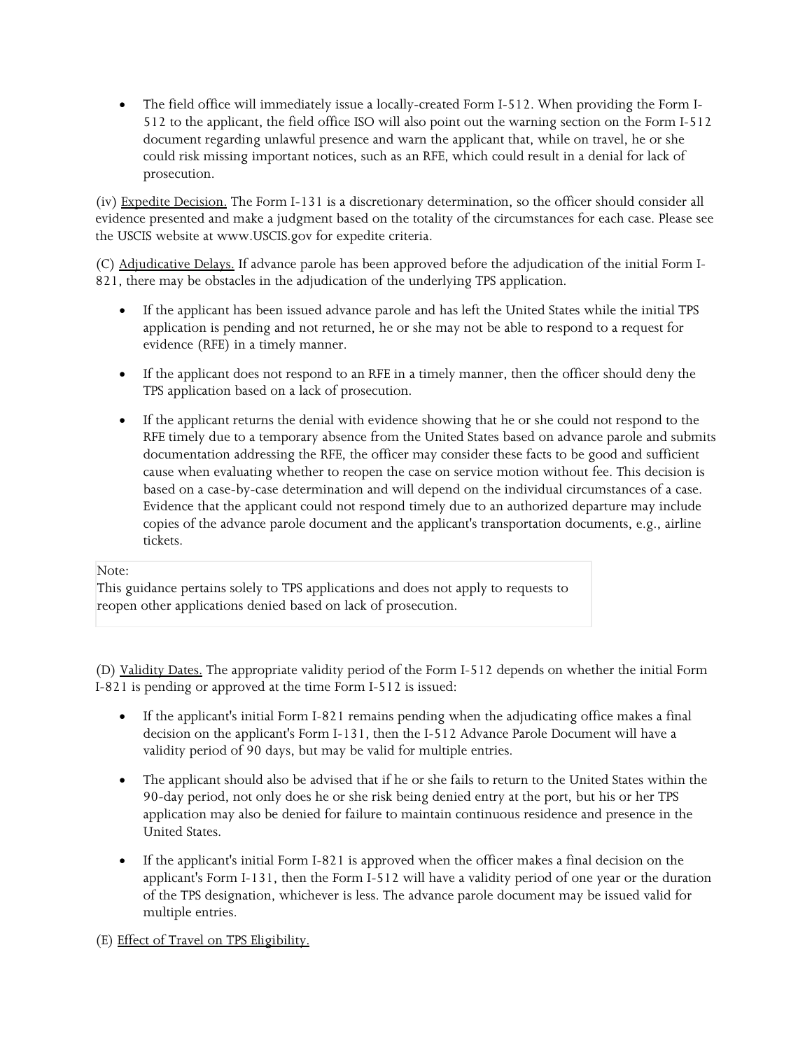- The field office will immediately issue a locally-created Form I-512. When providing the Form I-512 to the applicant, the field office ISO will also point out the warning section on the Form I-512 document regarding unlawful presence and warn the applicant that, while on travel, he or she could risk missing important notices, such as an RFE, which could result in a denial for lack of prosecution.

(iv) Expedite Decision. The Form I-131 is a discretionary determination, so the officer should consider all evidence presented and make a judgment based on the totality of the circumstances for each case. Please see the USCIS website at www.USCIS.gov for expedite criteria.

(C) Adjudicative Delays. If advance parole has been approved before the adjudication of the initial Form I-821, there may be obstacles in the adjudication of the underlying TPS application.

- If the applicant has been issued advance parole and has left the United States while the initial TPS application is pending and not returned, he or she may not be able to respond to a request for evidence (RFE) in a timely manner.
- If the applicant does not respond to an RFE in a timely manner, then the officer should deny the TPS application based on a lack of prosecution.
- If the applicant returns the denial with evidence showing that he or she could not respond to the RFE timely due to a temporary absence from the United States based on advance parole and submits documentation addressing the RFE, the officer may consider these facts to be good and sufficient cause when evaluating whether to reopen the case on service motion without fee. This decision is based on a case-by-case determination and will depend on the individual circumstances of a case. Evidence that the applicant could not respond timely due to an authorized departure may include copies of the advance parole document and the applicant's transportation documents, e.g., airline tickets.

> Note:
> This guidance pertains solely to TPS applications and does not apply to requests to reopen other applications denied based on lack of prosecution.

(D) Validity Dates. The appropriate validity period of the Form I-512 depends on whether the initial Form I-821 is pending or approved at the time Form I-512 is issued:

- If the applicant's initial Form I-821 remains pending when the adjudicating office makes a final decision on the applicant's Form I-131, then the I-512 Advance Parole Document will have a validity period of 90 days, but may be valid for multiple entries.
- The applicant should also be advised that if he or she fails to return to the United States within the 90-day period, not only does he or she risk being denied entry at the port, but his or her TPS application may also be denied for failure to maintain continuous residence and presence in the United States.
- If the applicant's initial Form I-821 is approved when the officer makes a final decision on the applicant's Form I-131, then the Form I-512 will have a validity period of one year or the duration of the TPS designation, whichever is less. The advance parole document may be issued valid for multiple entries.

(E) Effect of Travel on TPS Eligibility.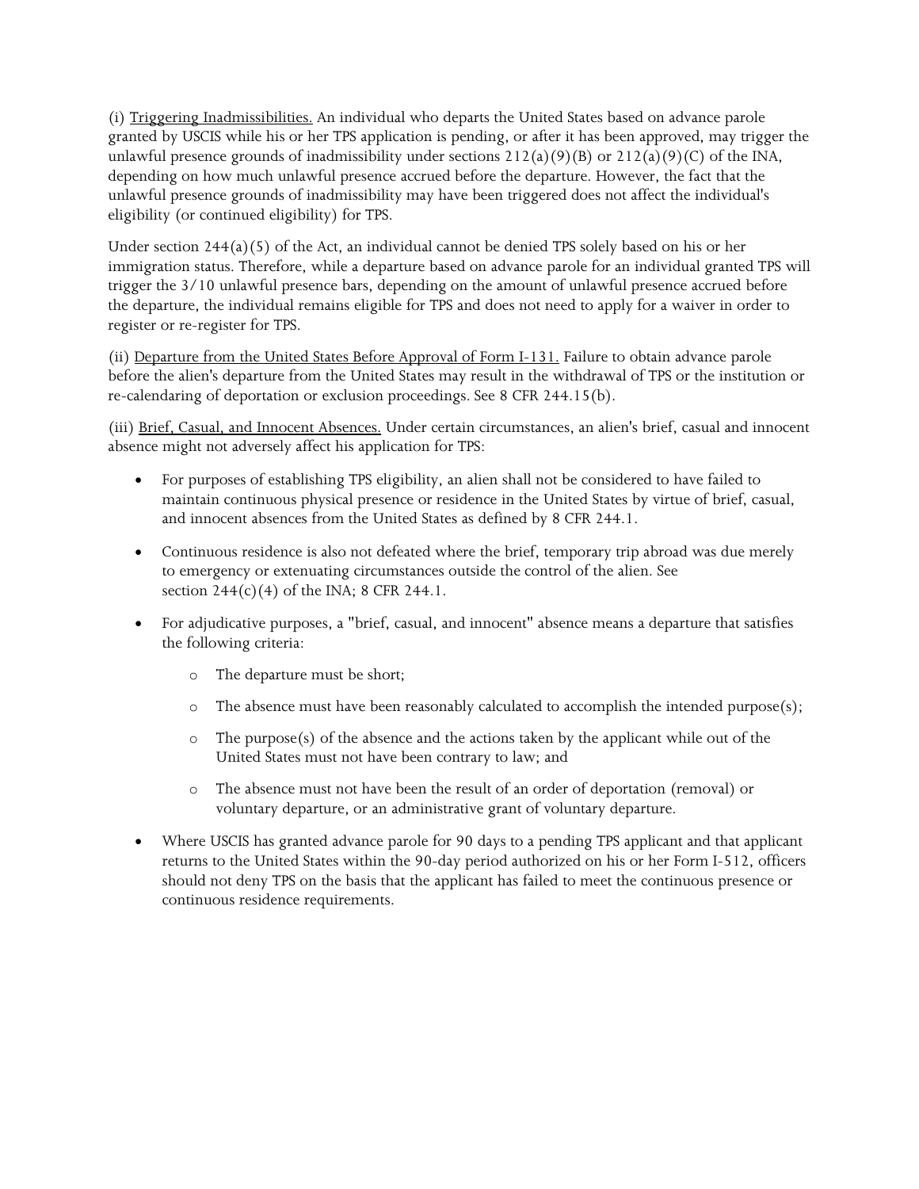(i) Triggering Inadmissibilities. An individual who departs the United States based on advance parole granted by USCIS while his or her TPS application is pending, or after it has been approved, may trigger the unlawful presence grounds of inadmissibility under sections 212(a)(9)(B) or 212(a)(9)(C) of the INA, depending on how much unlawful presence accrued before the departure. However, the fact that the unlawful presence grounds of inadmissibility may have been triggered does not affect the individual's eligibility (or continued eligibility) for TPS.

Under section 244(a)(5) of the Act, an individual cannot be denied TPS solely based on his or her immigration status. Therefore, while a departure based on advance parole for an individual granted TPS will trigger the 3/10 unlawful presence bars, depending on the amount of unlawful presence accrued before the departure, the individual remains eligible for TPS and does not need to apply for a waiver in order to register or re-register for TPS.

(ii) Departure from the United States Before Approval of Form I-131. Failure to obtain advance parole before the alien's departure from the United States may result in the withdrawal of TPS or the institution or re-calendaring of deportation or exclusion proceedings. See 8 CFR 244.15(b).

(iii) Brief, Casual, and Innocent Absences. Under certain circumstances, an alien's brief, casual and innocent absence might not adversely affect his application for TPS:

- For purposes of establishing TPS eligibility, an alien shall not be considered to have failed to maintain continuous physical presence or residence in the United States by virtue of brief, casual, and innocent absences from the United States as defined by 8 CFR 244.1.
- Continuous residence is also not defeated where the brief, temporary trip abroad was due merely to emergency or extenuating circumstances outside the control of the alien. See section 244(c)(4) of the INA; 8 CFR 244.1.
- For adjudicative purposes, a "brief, casual, and innocent" absence means a departure that satisfies the following criteria:
    - The departure must be short;
    - The absence must have been reasonably calculated to accomplish the intended purpose(s);
    - The purpose(s) of the absence and the actions taken by the applicant while out of the United States must not have been contrary to law; and
    - The absence must not have been the result of an order of deportation (removal) or voluntary departure, or an administrative grant of voluntary departure.
- Where USCIS has granted advance parole for 90 days to a pending TPS applicant and that applicant returns to the United States within the 90-day period authorized on his or her Form I-512, officers should not deny TPS on the basis that the applicant has failed to meet the continuous presence or continuous residence requirements.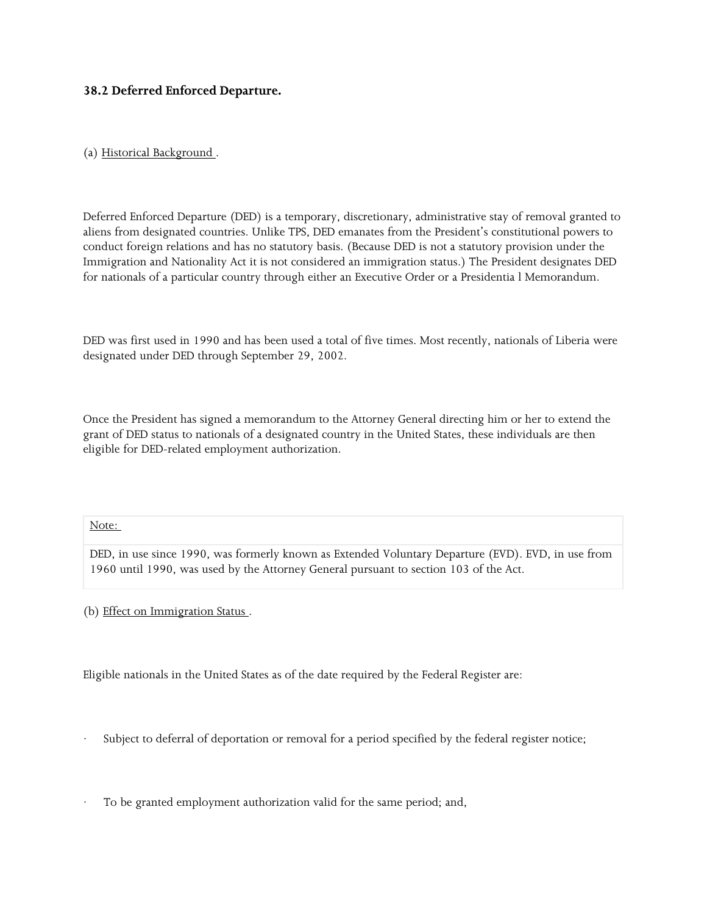### 38.2 Deferred Enforced Departure.

(a) Historical Background.

Deferred Enforced Departure (DED) is a temporary, discretionary, administrative stay of removal granted to aliens from designated countries. Unlike TPS, DED emanates from the President's constitutional powers to conduct foreign relations and has no statutory basis. (Because DED is not a statutory provision under the Immigration and Nationality Act it is not considered an immigration status.) The President designates DED for nationals of a particular country through either an Executive Order or a Presidential Memorandum.

DED was first used in 1990 and has been used a total of five times. Most recently, nationals of Liberia were designated under DED through September 29, 2002.

Once the President has signed a memorandum to the Attorney General directing him or her to extend the grant of DED status to nationals of a designated country in the United States, these individuals are then eligible for DED-related employment authorization.

| Note: |
| --- |
| DED, in use since 1990, was formerly known as Extended Voluntary Departure (EVD). EVD, in use from 1960 until 1990, was used by the Attorney General pursuant to section 103 of the Act. |

(b) Effect on Immigration Status.

Eligible nationals in the United States as of the date required by the Federal Register are:

- Subject to deferral of deportation or removal for a period specified by the federal register notice;
- To be granted employment authorization valid for the same period; and,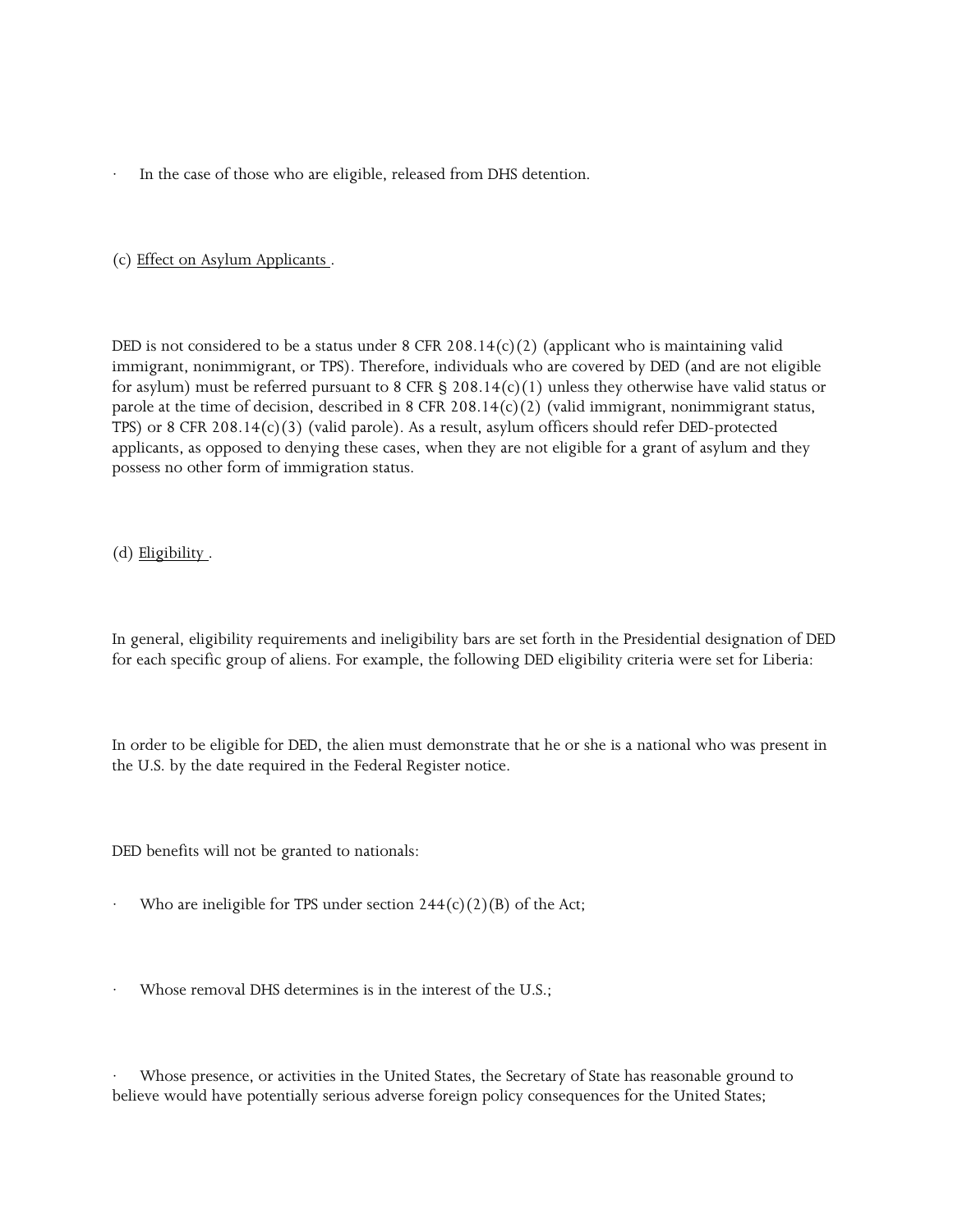- In the case of those who are eligible, released from DHS detention.

(c) Effect on Asylum Applicants .

DED is not considered to be a status under 8 CFR 208.14(c)(2) (applicant who is maintaining valid immigrant, nonimmigrant, or TPS). Therefore, individuals who are covered by DED (and are not eligible for asylum) must be referred pursuant to 8 CFR § 208.14(c)(1) unless they otherwise have valid status or parole at the time of decision, described in 8 CFR 208.14(c)(2) (valid immigrant, nonimmigrant status, TPS) or 8 CFR 208.14(c)(3) (valid parole). As a result, asylum officers should refer DED-protected applicants, as opposed to denying these cases, when they are not eligible for a grant of asylum and they possess no other form of immigration status.

(d) Eligibility .

In general, eligibility requirements and ineligibility bars are set forth in the Presidential designation of DED for each specific group of aliens. For example, the following DED eligibility criteria were set for Liberia:

In order to be eligible for DED, the alien must demonstrate that he or she is a national who was present in the U.S. by the date required in the Federal Register notice.

DED benefits will not be granted to nationals:

- Who are ineligible for TPS under section 244(c)(2)(B) of the Act;
- Whose removal DHS determines is in the interest of the U.S.;
- Whose presence, or activities in the United States, the Secretary of State has reasonable ground to believe would have potentially serious adverse foreign policy consequences for the United States;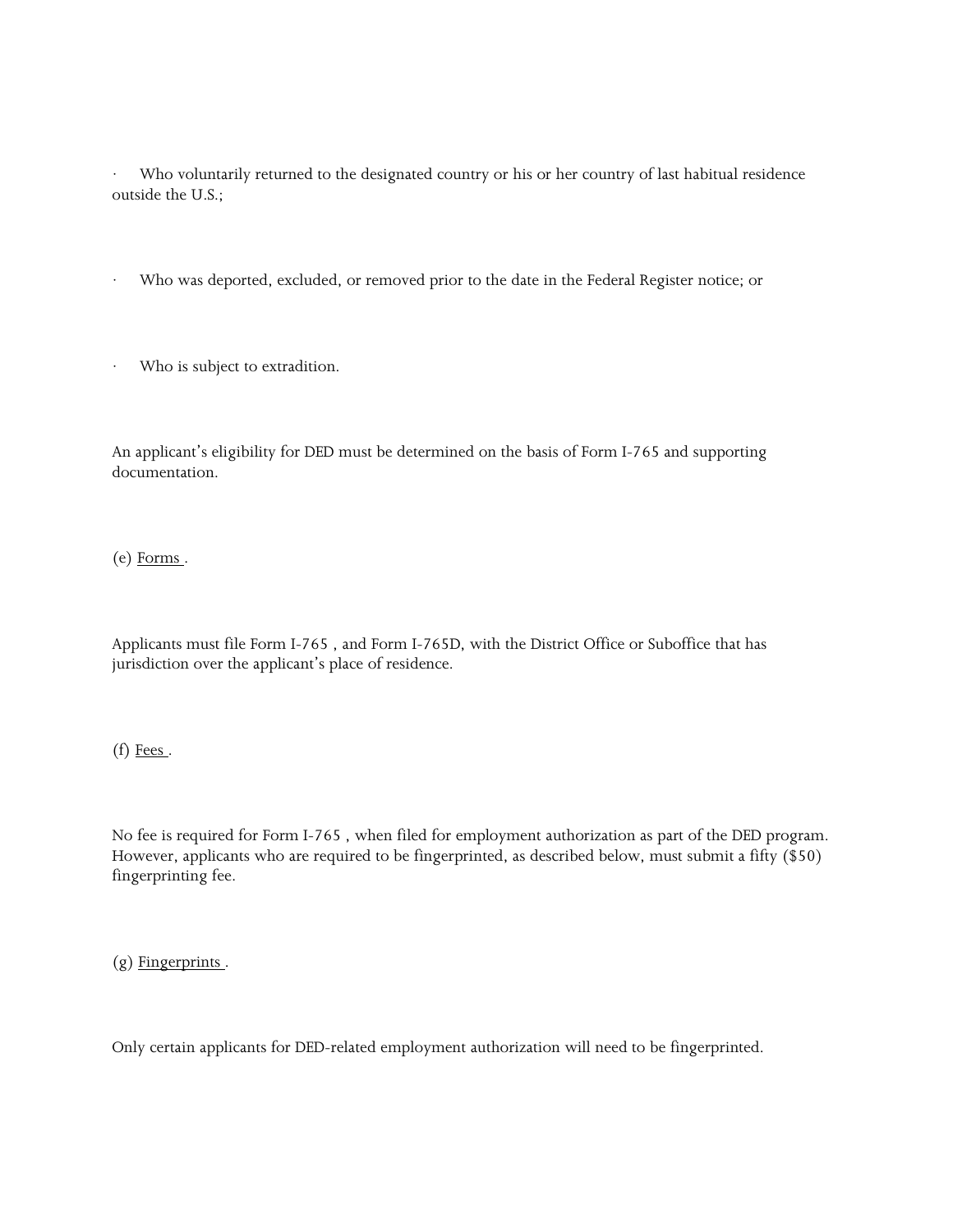- Who voluntarily returned to the designated country or his or her country of last habitual residence outside the U.S.;

- Who was deported, excluded, or removed prior to the date in the Federal Register notice; or

- Who is subject to extradition.

An applicant's eligibility for DED must be determined on the basis of Form I-765 and supporting documentation.

(e) Forms .

Applicants must file Form I-765 , and Form I-765D, with the District Office or Suboffice that has jurisdiction over the applicant's place of residence.

(f) Fees .

No fee is required for Form I-765 , when filed for employment authorization as part of the DED program. However, applicants who are required to be fingerprinted, as described below, must submit a fifty ($50) fingerprinting fee.

(g) Fingerprints .

Only certain applicants for DED-related employment authorization will need to be fingerprinted.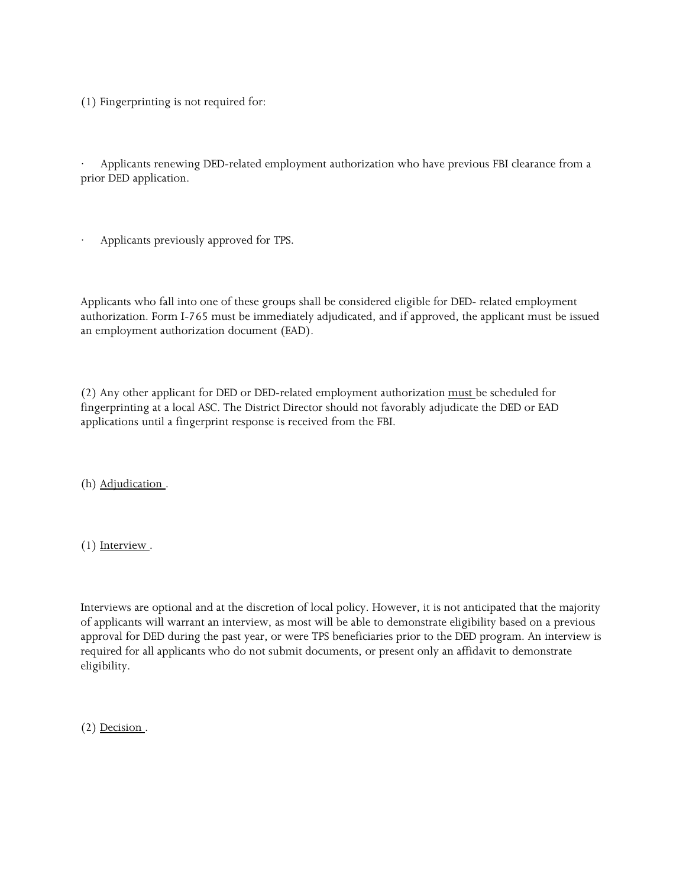(1) Fingerprinting is not required for:

- Applicants renewing DED-related employment authorization who have previous FBI clearance from a prior DED application.

- Applicants previously approved for TPS.

Applicants who fall into one of these groups shall be considered eligible for DED- related employment authorization. Form I-765 must be immediately adjudicated, and if approved, the applicant must be issued an employment authorization document (EAD).

(2) Any other applicant for DED or DED-related employment authorization <u>must</u> be scheduled for fingerprinting at a local ASC. The District Director should not favorably adjudicate the DED or EAD applications until a fingerprint response is received from the FBI.

(h) <u>Adjudication</u> .

(1) <u>Interview</u> .

Interviews are optional and at the discretion of local policy. However, it is not anticipated that the majority of applicants will warrant an interview, as most will be able to demonstrate eligibility based on a previous approval for DED during the past year, or were TPS beneficiaries prior to the DED program. An interview is required for all applicants who do not submit documents, or present only an affidavit to demonstrate eligibility.

(2) <u>Decision</u> .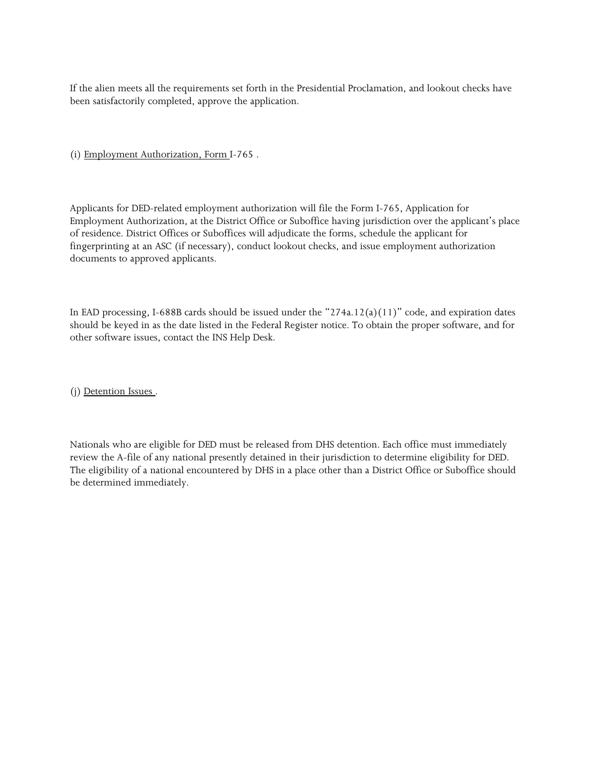If the alien meets all the requirements set forth in the Presidential Proclamation, and lookout checks have been satisfactorily completed, approve the application.

(i) Employment Authorization, Form I-765 .

Applicants for DED-related employment authorization will file the Form I-765, Application for Employment Authorization, at the District Office or Suboffice having jurisdiction over the applicant's place of residence. District Offices or Suboffices will adjudicate the forms, schedule the applicant for fingerprinting at an ASC (if necessary), conduct lookout checks, and issue employment authorization documents to approved applicants.

In EAD processing, I-688B cards should be issued under the "274a.12(a)(11)" code, and expiration dates should be keyed in as the date listed in the Federal Register notice. To obtain the proper software, and for other software issues, contact the INS Help Desk.

(j) Detention Issues .

Nationals who are eligible for DED must be released from DHS detention. Each office must immediately review the A-file of any national presently detained in their jurisdiction to determine eligibility for DED. The eligibility of a national encountered by DHS in a place other than a District Office or Suboffice should be determined immediately.